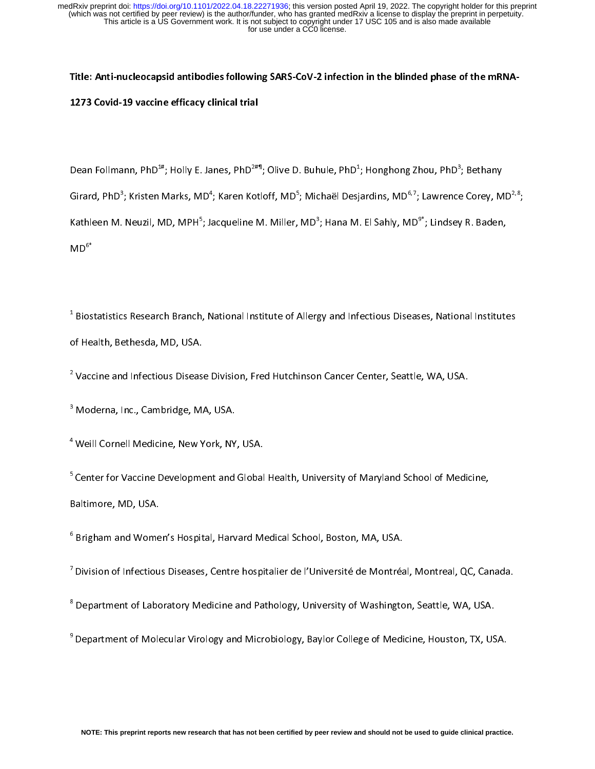**Title: Anti-nucleocapsid antibodies following SARS-CoV-2 infection in the blinded phase of the mRNA-1273 Covid-19 vaccine efficacy clinical trial**

Dean Follmann, PhD[1#]; Holly E. Janes, PhD[2#¶]; Olive D. Buhule, PhD[1]; Honghong Zhou, PhD[3]; Bethany Girard, PhD[3]; Kristen Marks, MD[4]; Karen Kotloff, MD[5]; Michaël Desjardins, MD[6,7]; Lawrence Corey, MD[2,8]; Kathleen M. Neuzil, MD, MPH[5]; Jacqueline M. Miller, MD[3]; Hana M. El Sahly, MD[9*]; Lindsey R. Baden, MD[6*]

[1] Biostatistics Research Branch, National Institute of Allergy and Infectious Diseases, National Institutes of Health, Bethesda, MD, USA.

[2] Vaccine and Infectious Disease Division, Fred Hutchinson Cancer Center, Seattle, WA, USA.

[3] Moderna, Inc., Cambridge, MA, USA.

[4] Weill Cornell Medicine, New York, NY, USA.

[5] Center for Vaccine Development and Global Health, University of Maryland School of Medicine, Baltimore, MD, USA.

[6] Brigham and Women's Hospital, Harvard Medical School, Boston, MA, USA.

[7] Division of Infectious Diseases, Centre hospitalier de l'Université de Montréal, Montreal, QC, Canada.

[8] Department of Laboratory Medicine and Pathology, University of Washington, Seattle, WA, USA.

[9] Department of Molecular Virology and Microbiology, Baylor College of Medicine, Houston, TX, USA.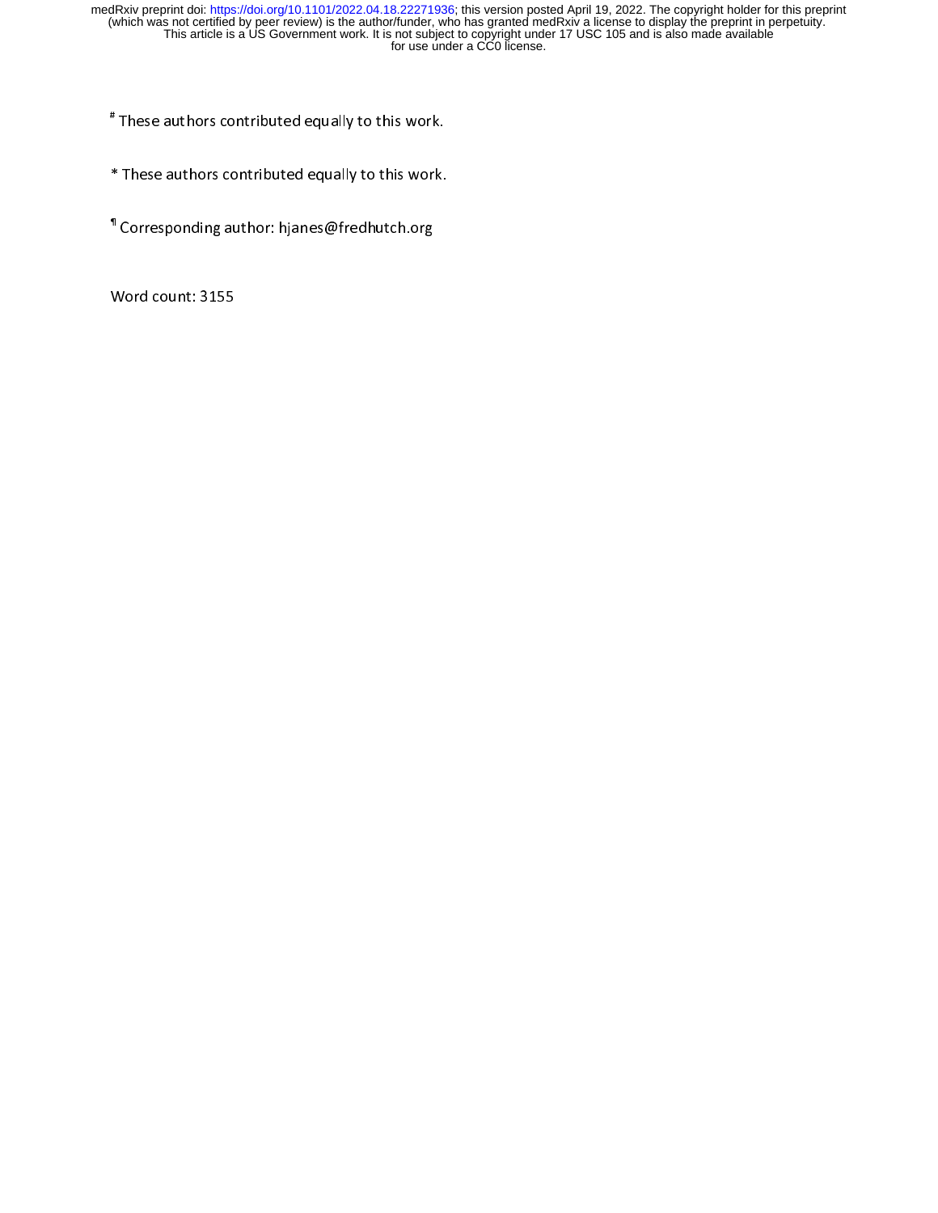[#] These authors contributed equally to this work.

* These authors contributed equally to this work.

[¶] Corresponding author: hjanes@fredhutch.org

Word count: 3155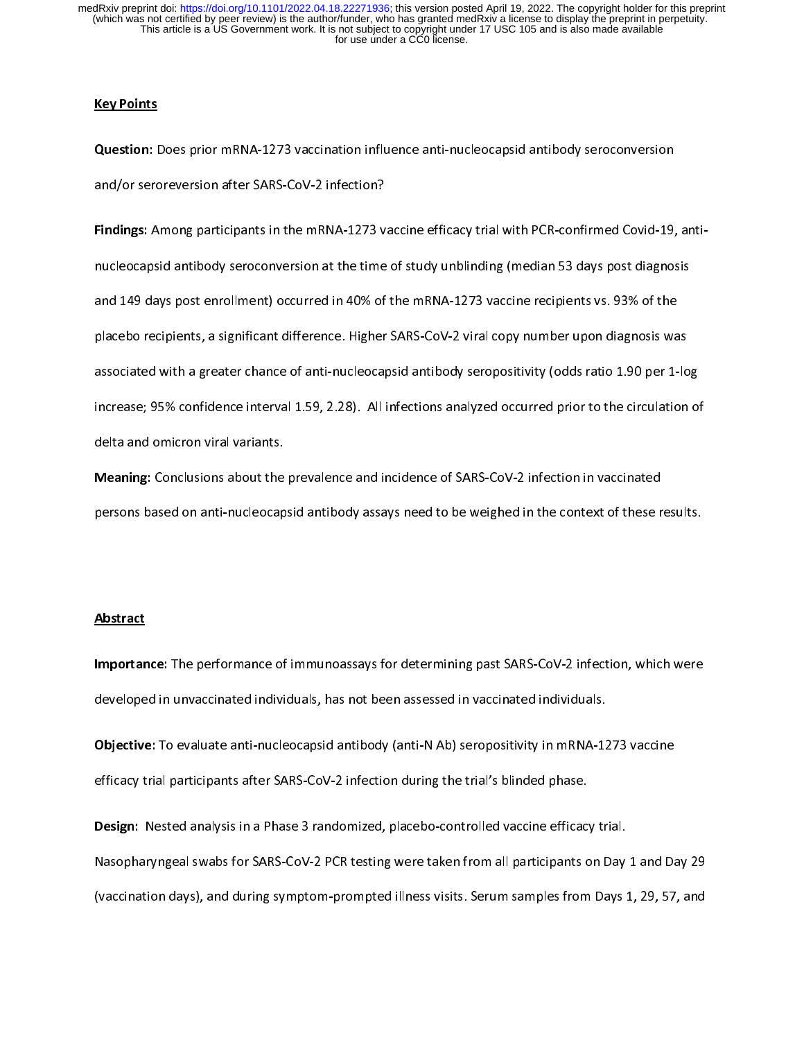## Key Points

**Question**: Does prior mRNA-1273 vaccination influence anti-nucleocapsid antibody seroconversion and/or seroreversion after SARS-CoV-2 infection?

**Findings**: Among participants in the mRNA-1273 vaccine efficacy trial with PCR-confirmed Covid-19, anti-nucleocapsid antibody seroconversion at the time of study unblinding (median 53 days post diagnosis and 149 days post enrollment) occurred in 40% of the mRNA-1273 vaccine recipients vs. 93% of the placebo recipients, a significant difference. Higher SARS-CoV-2 viral copy number upon diagnosis was associated with a greater chance of anti-nucleocapsid antibody seropositivity (odds ratio 1.90 per 1-log increase; 95% confidence interval 1.59, 2.28). All infections analyzed occurred prior to the circulation of delta and omicron viral variants.

**Meaning**: Conclusions about the prevalence and incidence of SARS-CoV-2 infection in vaccinated persons based on anti-nucleocapsid antibody assays need to be weighed in the context of these results.

## Abstract

**Importance**: The performance of immunoassays for determining past SARS-CoV-2 infection, which were developed in unvaccinated individuals, has not been assessed in vaccinated individuals.

**Objective**: To evaluate anti-nucleocapsid antibody (anti-N Ab) seropositivity in mRNA-1273 vaccine efficacy trial participants after SARS-CoV-2 infection during the trial's blinded phase.

**Design**: Nested analysis in a Phase 3 randomized, placebo-controlled vaccine efficacy trial. Nasopharyngeal swabs for SARS-CoV-2 PCR testing were taken from all participants on Day 1 and Day 29 (vaccination days), and during symptom-prompted illness visits. Serum samples from Days 1, 29, 57, and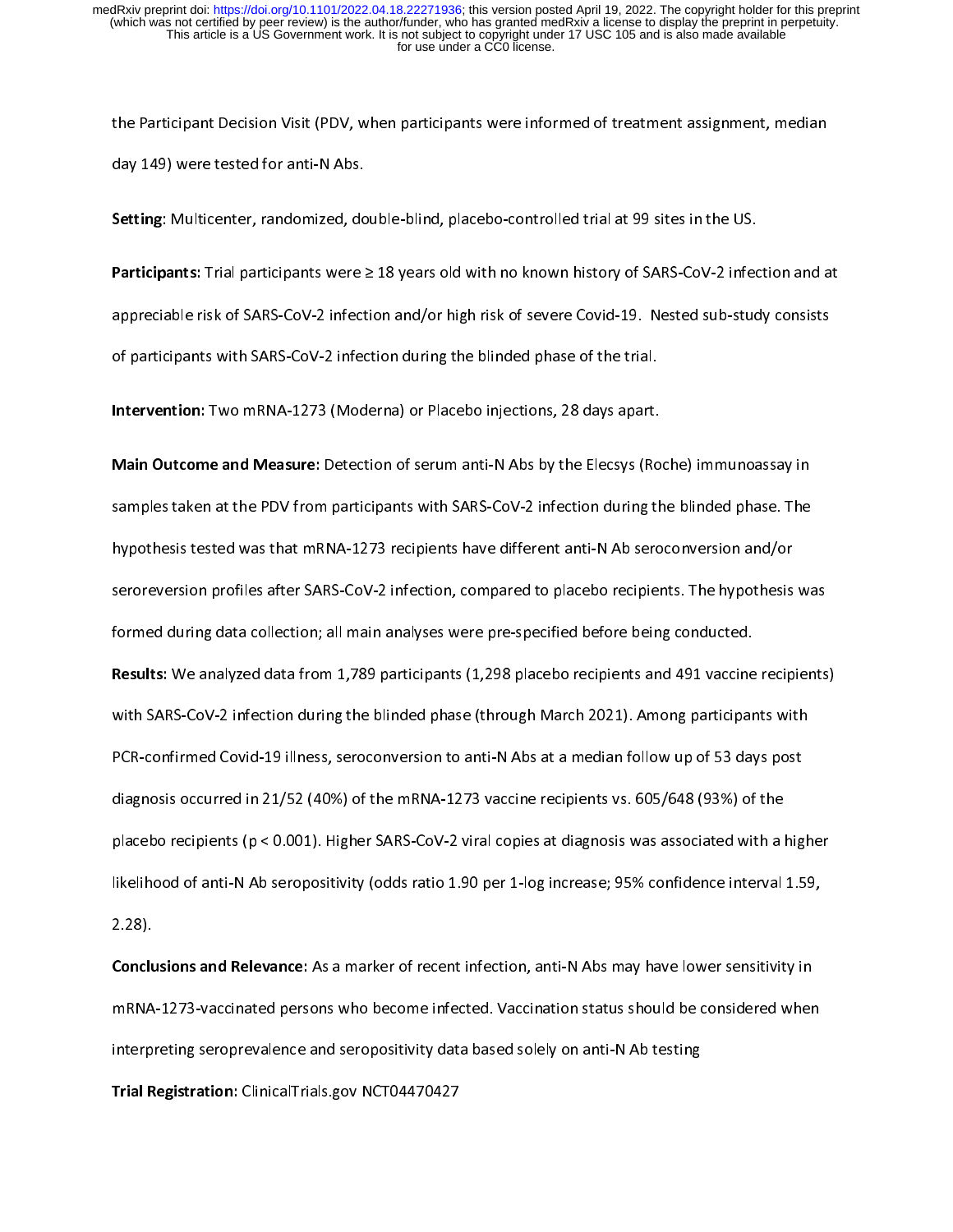the Participant Decision Visit (PDV, when participants were informed of treatment assignment, median day 149) were tested for anti-N Abs.

**Setting**: Multicenter, randomized, double-blind, placebo-controlled trial at 99 sites in the US.

**Participants:** Trial participants were ≥ 18 years old with no known history of SARS-CoV-2 infection and at appreciable risk of SARS-CoV-2 infection and/or high risk of severe Covid-19. Nested sub-study consists of participants with SARS-CoV-2 infection during the blinded phase of the trial.

**Intervention**: Two mRNA-1273 (Moderna) or Placebo injections, 28 days apart.

**Main Outcome and Measure**: Detection of serum anti-N Abs by the Elecsys (Roche) immunoassay in samples taken at the PDV from participants with SARS-CoV-2 infection during the blinded phase. The hypothesis tested was that mRNA-1273 recipients have different anti-N Ab seroconversion and/or seroreversion profiles after SARS-CoV-2 infection, compared to placebo recipients. The hypothesis was formed during data collection; all main analyses were pre-specified before being conducted.

**Results:** We analyzed data from 1,789 participants (1,298 placebo recipients and 491 vaccine recipients) with SARS-CoV-2 infection during the blinded phase (through March 2021). Among participants with PCR-confirmed Covid-19 illness, seroconversion to anti-N Abs at a median follow up of 53 days post diagnosis occurred in 21/52 (40%) of the mRNA-1273 vaccine recipients vs. 605/648 (93%) of the placebo recipients ($p < 0.001$). Higher SARS-CoV-2 viral copies at diagnosis was associated with a higher likelihood of anti-N Ab seropositivity (odds ratio 1.90 per 1-log increase; 95% confidence interval 1.59, 2.28).

**Conclusions and Relevance**: As a marker of recent infection, anti-N Abs may have lower sensitivity in mRNA-1273-vaccinated persons who become infected. Vaccination status should be considered when interpreting seroprevalence and seropositivity data based solely on anti-N Ab testing

**Trial Registration**: ClinicalTrials.gov NCT04470427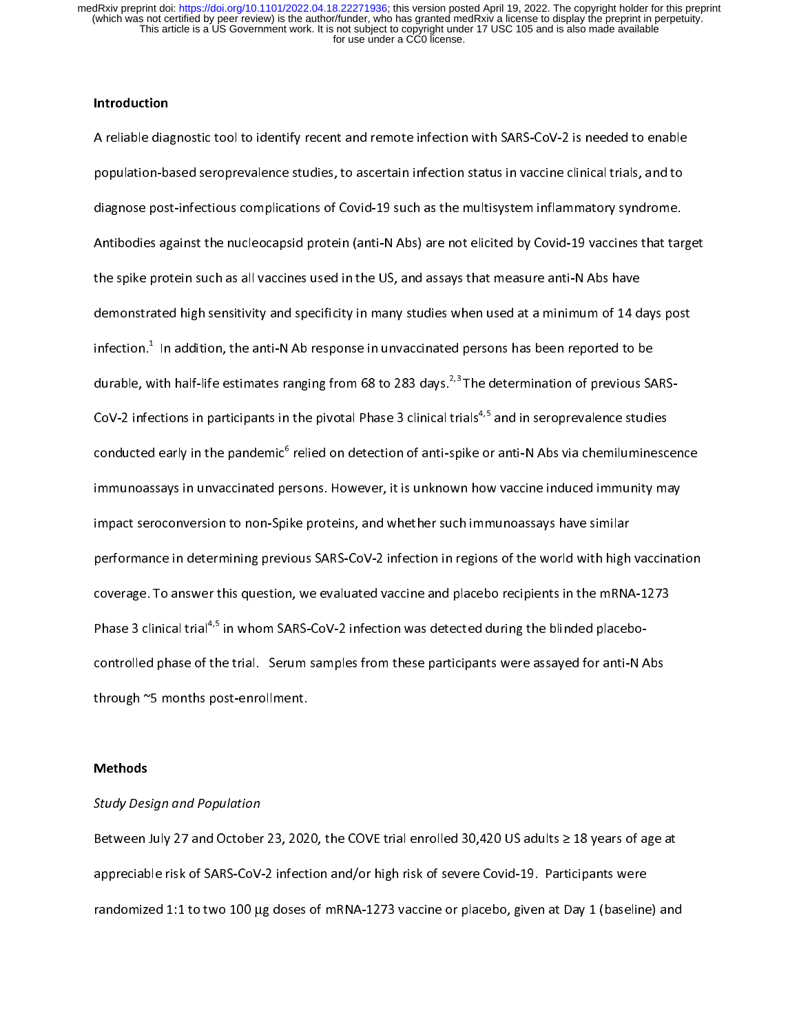## Introduction

A reliable diagnostic tool to identify recent and remote infection with SARS-CoV-2 is needed to enable population-based seroprevalence studies, to ascertain infection status in vaccine clinical trials, and to diagnose post-infectious complications of Covid-19 such as the multisystem inflammatory syndrome. Antibodies against the nucleocapsid protein (anti-N Abs) are not elicited by Covid-19 vaccines that target the spike protein such as all vaccines used in the US, and assays that measure anti-N Abs have demonstrated high sensitivity and specificity in many studies when used at a minimum of 14 days post infection.[1] In addition, the anti-N Ab response in unvaccinated persons has been reported to be durable, with half-life estimates ranging from 68 to 283 days.[2,3] The determination of previous SARS-CoV-2 infections in participants in the pivotal Phase 3 clinical trials[4,5] and in seroprevalence studies conducted early in the pandemic[6] relied on detection of anti-spike or anti-N Abs via chemiluminescence immunoassays in unvaccinated persons. However, it is unknown how vaccine induced immunity may impact seroconversion to non-Spike proteins, and whether such immunoassays have similar performance in determining previous SARS-CoV-2 infection in regions of the world with high vaccination coverage. To answer this question, we evaluated vaccine and placebo recipients in the mRNA-1273 Phase 3 clinical trial[4,5] in whom SARS-CoV-2 infection was detected during the blinded placebo-controlled phase of the trial. Serum samples from these participants were assayed for anti-N Abs through ~5 months post-enrollment.

## Methods

*Study Design and Population*

Between July 27 and October 23, 2020, the COVE trial enrolled 30,420 US adults ≥ 18 years of age at appreciable risk of SARS-CoV-2 infection and/or high risk of severe Covid-19. Participants were randomized 1:1 to two 100 μg doses of mRNA-1273 vaccine or placebo, given at Day 1 (baseline) and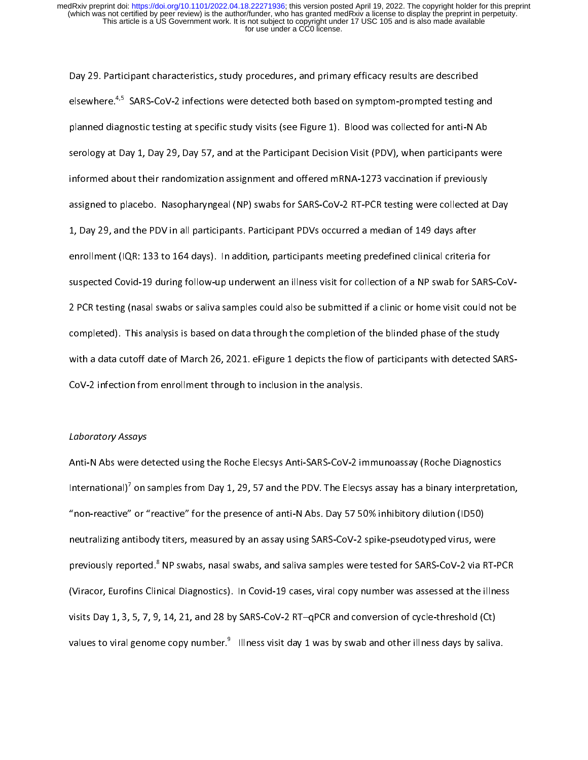Day 29. Participant characteristics, study procedures, and primary efficacy results are described elsewhere.[4,5] SARS-CoV-2 infections were detected both based on symptom-prompted testing and planned diagnostic testing at specific study visits (see Figure 1). Blood was collected for anti-N Ab serology at Day 1, Day 29, Day 57, and at the Participant Decision Visit (PDV), when participants were informed about their randomization assignment and offered mRNA-1273 vaccination if previously assigned to placebo. Nasopharyngeal (NP) swabs for SARS-CoV-2 RT-PCR testing were collected at Day 1, Day 29, and the PDV in all participants. Participant PDVs occurred a median of 149 days after enrollment (IQR: 133 to 164 days). In addition, participants meeting predefined clinical criteria for suspected Covid-19 during follow-up underwent an illness visit for collection of a NP swab for SARS-CoV-2 PCR testing (nasal swabs or saliva samples could also be submitted if a clinic or home visit could not be completed). This analysis is based on data through the completion of the blinded phase of the study with a data cutoff date of March 26, 2021. eFigure 1 depicts the flow of participants with detected SARS-CoV-2 infection from enrollment through to inclusion in the analysis.

*Laboratory Assays*

Anti-N Abs were detected using the Roche Elecsys Anti-SARS-CoV-2 immunoassay (Roche Diagnostics International)[7] on samples from Day 1, 29, 57 and the PDV. The Elecsys assay has a binary interpretation, "non-reactive" or "reactive" for the presence of anti-N Abs. Day 57 50% inhibitory dilution (ID50) neutralizing antibody titers, measured by an assay using SARS-CoV-2 spike-pseudotyped virus, were previously reported.[8] NP swabs, nasal swabs, and saliva samples were tested for SARS-CoV-2 via RT-PCR (Viracor, Eurofins Clinical Diagnostics). In Covid-19 cases, viral copy number was assessed at the illness visits Day 1, 3, 5, 7, 9, 14, 21, and 28 by SARS-CoV-2 RT–qPCR and conversion of cycle-threshold (Ct) values to viral genome copy number.[9] Illness visit day 1 was by swab and other illness days by saliva.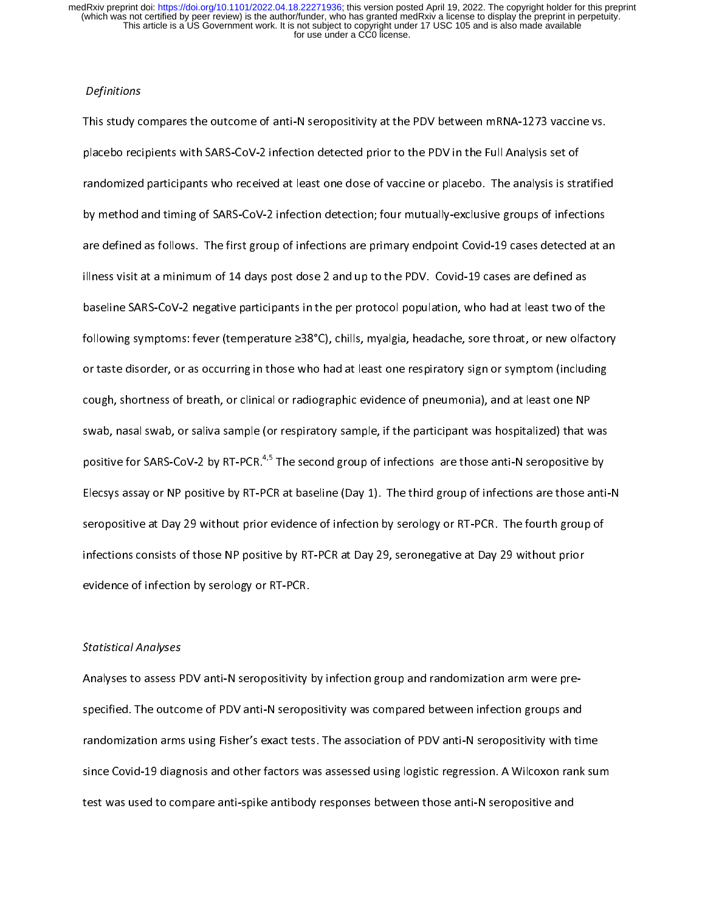*Definitions*

This study compares the outcome of anti-N seropositivity at the PDV between mRNA-1273 vaccine vs. placebo recipients with SARS-CoV-2 infection detected prior to the PDV in the Full Analysis set of randomized participants who received at least one dose of vaccine or placebo. The analysis is stratified by method and timing of SARS-CoV-2 infection detection; four mutually-exclusive groups of infections are defined as follows. The first group of infections are primary endpoint Covid-19 cases detected at an illness visit at a minimum of 14 days post dose 2 and up to the PDV. Covid-19 cases are defined as baseline SARS-CoV-2 negative participants in the per protocol population, who had at least two of the following symptoms: fever (temperature ≥38°C), chills, myalgia, headache, sore throat, or new olfactory or taste disorder, or as occurring in those who had at least one respiratory sign or symptom (including cough, shortness of breath, or clinical or radiographic evidence of pneumonia), and at least one NP swab, nasal swab, or saliva sample (or respiratory sample, if the participant was hospitalized) that was positive for SARS-CoV-2 by RT-PCR.[4,5] The second group of infections are those anti-N seropositive by Elecsys assay or NP positive by RT-PCR at baseline (Day 1). The third group of infections are those anti-N seropositive at Day 29 without prior evidence of infection by serology or RT-PCR. The fourth group of infections consists of those NP positive by RT-PCR at Day 29, seronegative at Day 29 without prior evidence of infection by serology or RT-PCR.

*Statistical Analyses*

Analyses to assess PDV anti-N seropositivity by infection group and randomization arm were pre-specified. The outcome of PDV anti-N seropositivity was compared between infection groups and randomization arms using Fisher's exact tests. The association of PDV anti-N seropositivity with time since Covid-19 diagnosis and other factors was assessed using logistic regression. A Wilcoxon rank sum test was used to compare anti-spike antibody responses between those anti-N seropositive and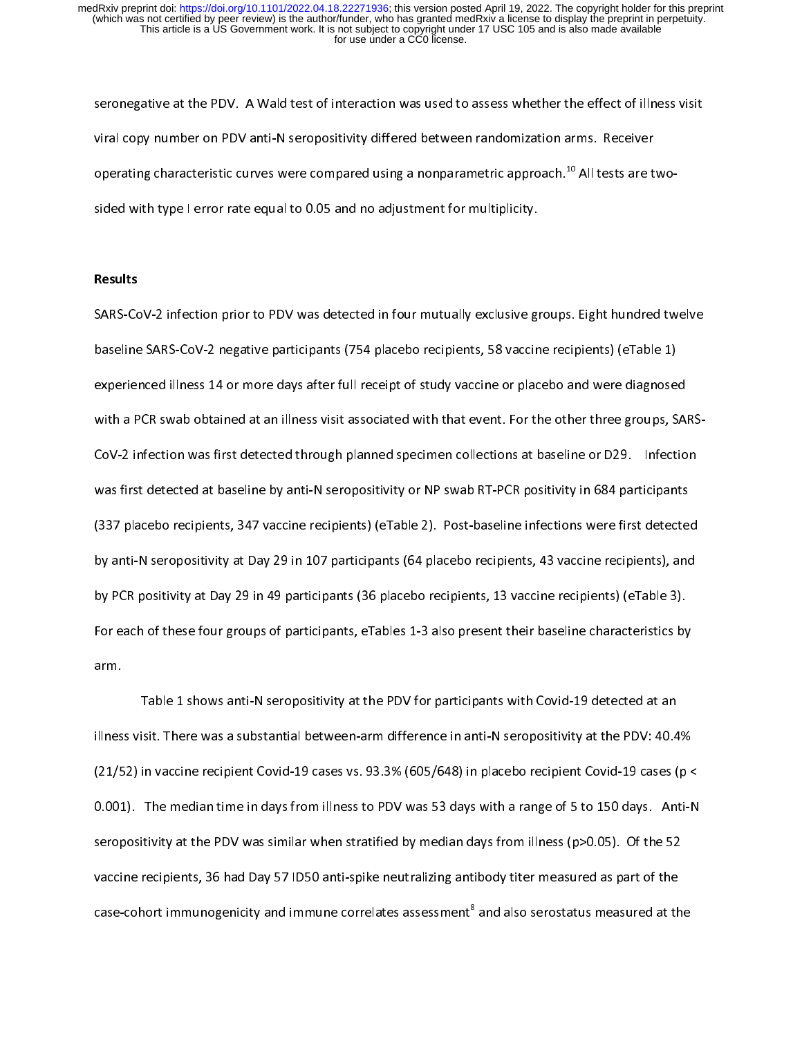seronegative at the PDV. A Wald test of interaction was used to assess whether the effect of illness visit viral copy number on PDV anti-N seropositivity differed between randomization arms. Receiver operating characteristic curves were compared using a nonparametric approach.[10] All tests are two-sided with type I error rate equal to 0.05 and no adjustment for multiplicity.

## Results

SARS-CoV-2 infection prior to PDV was detected in four mutually exclusive groups. Eight hundred twelve baseline SARS-CoV-2 negative participants (754 placebo recipients, 58 vaccine recipients) (eTable 1) experienced illness 14 or more days after full receipt of study vaccine or placebo and were diagnosed with a PCR swab obtained at an illness visit associated with that event. For the other three groups, SARS-CoV-2 infection was first detected through planned specimen collections at baseline or D29. Infection was first detected at baseline by anti-N seropositivity or NP swab RT-PCR positivity in 684 participants (337 placebo recipients, 347 vaccine recipients) (eTable 2). Post-baseline infections were first detected by anti-N seropositivity at Day 29 in 107 participants (64 placebo recipients, 43 vaccine recipients), and by PCR positivity at Day 29 in 49 participants (36 placebo recipients, 13 vaccine recipients) (eTable 3). For each of these four groups of participants, eTables 1-3 also present their baseline characteristics by arm.

Table 1 shows anti-N seropositivity at the PDV for participants with Covid-19 detected at an illness visit. There was a substantial between-arm difference in anti-N seropositivity at the PDV: 40.4% (21/52) in vaccine recipient Covid-19 cases vs. 93.3% (605/648) in placebo recipient Covid-19 cases ($p < 0.001$). The median time in days from illness to PDV was 53 days with a range of 5 to 150 days. Anti-N seropositivity at the PDV was similar when stratified by median days from illness ($p>0.05$). Of the 52 vaccine recipients, 36 had Day 57 ID50 anti-spike neutralizing antibody titer measured as part of the case-cohort immunogenicity and immune correlates assessment[8] and also serostatus measured at the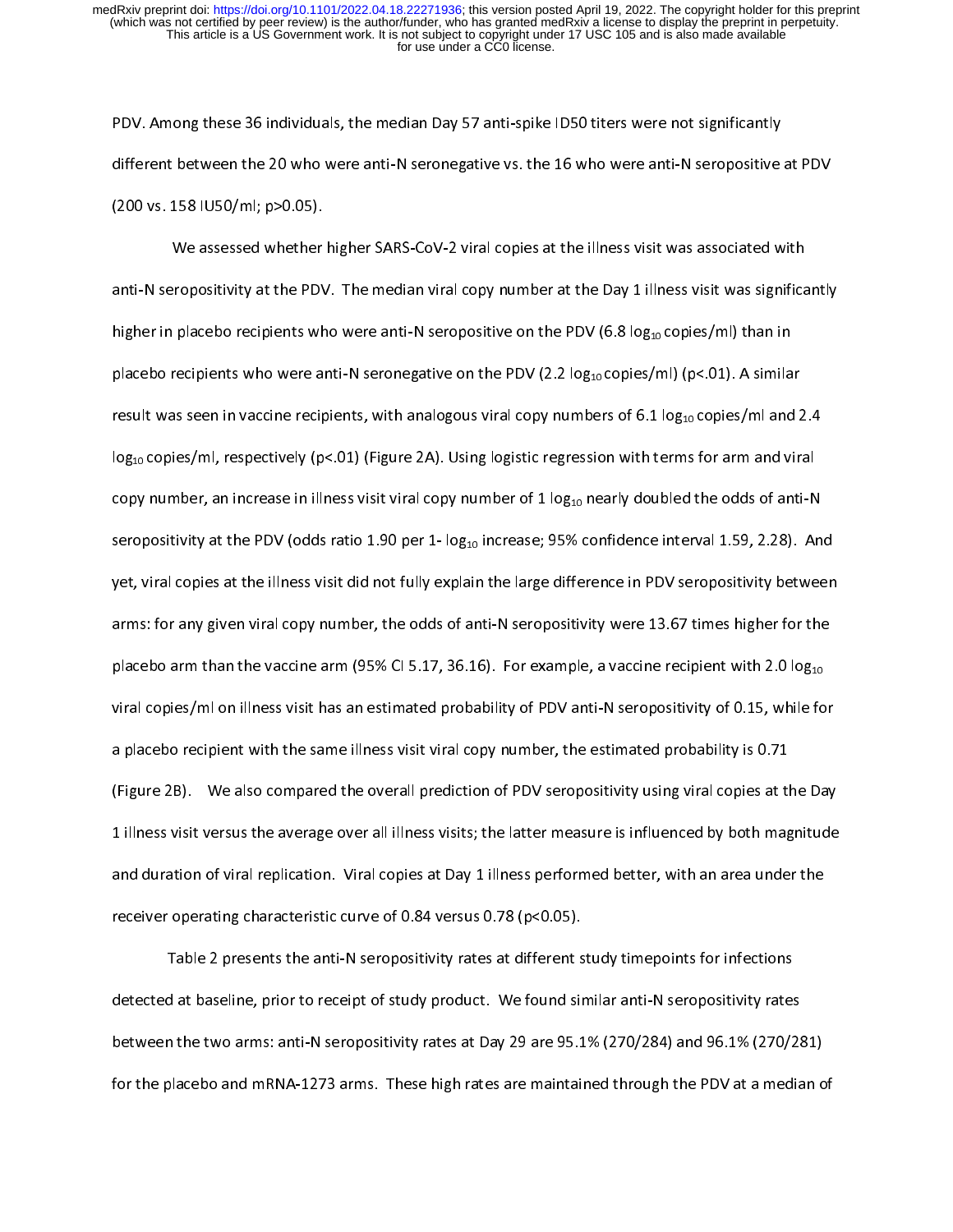PDV. Among these 36 individuals, the median Day 57 anti-spike ID50 titers were not significantly different between the 20 who were anti-N seronegative vs. the 16 who were anti-N seropositive at PDV (200 vs. 158 IU50/ml; $p>0.05$).

We assessed whether higher SARS-CoV-2 viral copies at the illness visit was associated with anti-N seropositivity at the PDV. The median viral copy number at the Day 1 illness visit was significantly higher in placebo recipients who were anti-N seropositive on the PDV (6.8 $\log_{10}$ copies/ml) than in placebo recipients who were anti-N seronegative on the PDV (2.2 $\log_{10}$ copies/ml) ($p<.01$). A similar result was seen in vaccine recipients, with analogous viral copy numbers of 6.1 $\log_{10}$ copies/ml and 2.4 $\log_{10}$ copies/ml, respectively ($p<.01$) (Figure 2A). Using logistic regression with terms for arm and viral copy number, an increase in illness visit viral copy number of 1 $\log_{10}$ nearly doubled the odds of anti-N seropositivity at the PDV (odds ratio 1.90 per 1- $\log_{10}$ increase; 95% confidence interval 1.59, 2.28). And yet, viral copies at the illness visit did not fully explain the large difference in PDV seropositivity between arms: for any given viral copy number, the odds of anti-N seropositivity were 13.67 times higher for the placebo arm than the vaccine arm (95% CI 5.17, 36.16). For example, a vaccine recipient with 2.0 $\log_{10}$ viral copies/ml on illness visit has an estimated probability of PDV anti-N seropositivity of 0.15, while for a placebo recipient with the same illness visit viral copy number, the estimated probability is 0.71 (Figure 2B). We also compared the overall prediction of PDV seropositivity using viral copies at the Day 1 illness visit versus the average over all illness visits; the latter measure is influenced by both magnitude and duration of viral replication. Viral copies at Day 1 illness performed better, with an area under the receiver operating characteristic curve of 0.84 versus 0.78 ($p<0.05$).

Table 2 presents the anti-N seropositivity rates at different study timepoints for infections detected at baseline, prior to receipt of study product. We found similar anti-N seropositivity rates between the two arms: anti-N seropositivity rates at Day 29 are 95.1% (270/284) and 96.1% (270/281) for the placebo and mRNA-1273 arms. These high rates are maintained through the PDV at a median of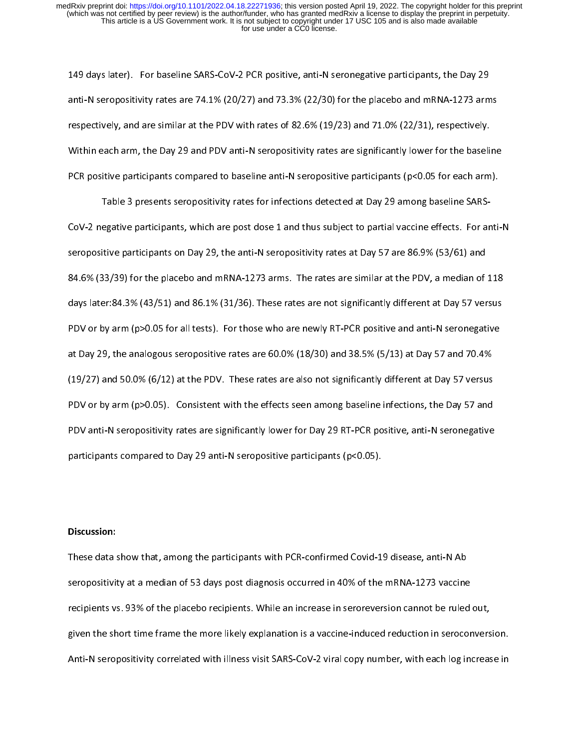149 days later). For baseline SARS-CoV-2 PCR positive, anti-N seronegative participants, the Day 29 anti-N seropositivity rates are 74.1% (20/27) and 73.3% (22/30) for the placebo and mRNA-1273 arms respectively, and are similar at the PDV with rates of 82.6% (19/23) and 71.0% (22/31), respectively. Within each arm, the Day 29 and PDV anti-N seropositivity rates are significantly lower for the baseline PCR positive participants compared to baseline anti-N seropositive participants ($p<0.05$ for each arm).

Table 3 presents seropositivity rates for infections detected at Day 29 among baseline SARS-CoV-2 negative participants, which are post dose 1 and thus subject to partial vaccine effects. For anti-N seropositive participants on Day 29, the anti-N seropositivity rates at Day 57 are 86.9% (53/61) and 84.6% (33/39) for the placebo and mRNA-1273 arms. The rates are similar at the PDV, a median of 118 days later:84.3% (43/51) and 86.1% (31/36). These rates are not significantly different at Day 57 versus PDV or by arm ($p>0.05$ for all tests). For those who are newly RT-PCR positive and anti-N seronegative at Day 29, the analogous seropositive rates are 60.0% (18/30) and 38.5% (5/13) at Day 57 and 70.4% (19/27) and 50.0% (6/12) at the PDV. These rates are also not significantly different at Day 57 versus PDV or by arm ($p>0.05$). Consistent with the effects seen among baseline infections, the Day 57 and PDV anti-N seropositivity rates are significantly lower for Day 29 RT-PCR positive, anti-N seronegative participants compared to Day 29 anti-N seropositive participants ($p<0.05$).

**Discussion:**

These data show that, among the participants with PCR-confirmed Covid-19 disease, anti-N Ab seropositivity at a median of 53 days post diagnosis occurred in 40% of the mRNA-1273 vaccine recipients vs. 93% of the placebo recipients. While an increase in seroreversion cannot be ruled out, given the short time frame the more likely explanation is a vaccine-induced reduction in seroconversion. Anti-N seropositivity correlated with illness visit SARS-CoV-2 viral copy number, with each log increase in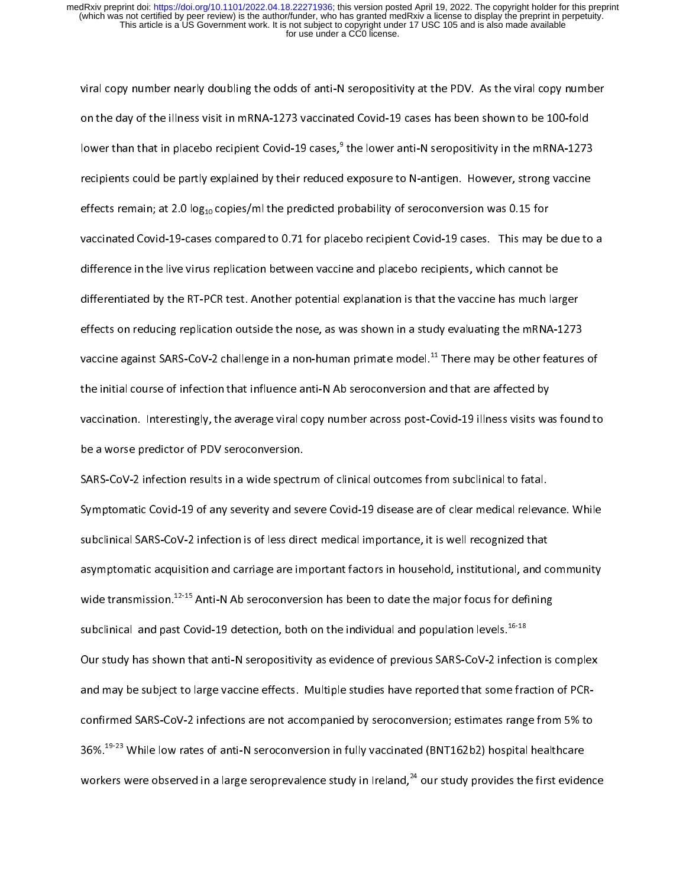viral copy number nearly doubling the odds of anti-N seropositivity at the PDV. As the viral copy number on the day of the illness visit in mRNA-1273 vaccinated Covid-19 cases has been shown to be 100-fold lower than that in placebo recipient Covid-19 cases,[9] the lower anti-N seropositivity in the mRNA-1273 recipients could be partly explained by their reduced exposure to N-antigen. However, strong vaccine effects remain; at 2.0 $\log_{10}$ copies/ml the predicted probability of seroconversion was 0.15 for vaccinated Covid-19-cases compared to 0.71 for placebo recipient Covid-19 cases. This may be due to a difference in the live virus replication between vaccine and placebo recipients, which cannot be differentiated by the RT-PCR test. Another potential explanation is that the vaccine has much larger effects on reducing replication outside the nose, as was shown in a study evaluating the mRNA-1273 vaccine against SARS-CoV-2 challenge in a non-human primate model.[11] There may be other features of the initial course of infection that influence anti-N Ab seroconversion and that are affected by vaccination. Interestingly, the average viral copy number across post-Covid-19 illness visits was found to be a worse predictor of PDV seroconversion.

SARS-CoV-2 infection results in a wide spectrum of clinical outcomes from subclinical to fatal. Symptomatic Covid-19 of any severity and severe Covid-19 disease are of clear medical relevance. While subclinical SARS-CoV-2 infection is of less direct medical importance, it is well recognized that asymptomatic acquisition and carriage are important factors in household, institutional, and community wide transmission.[12-15] Anti-N Ab seroconversion has been to date the major focus for defining subclinical and past Covid-19 detection, both on the individual and population levels.[16-18]

Our study has shown that anti-N seropositivity as evidence of previous SARS-CoV-2 infection is complex and may be subject to large vaccine effects. Multiple studies have reported that some fraction of PCR-confirmed SARS-CoV-2 infections are not accompanied by seroconversion; estimates range from 5% to 36%.[19-23] While low rates of anti-N seroconversion in fully vaccinated (BNT162b2) hospital healthcare workers were observed in a large seroprevalence study in Ireland,[24] our study provides the first evidence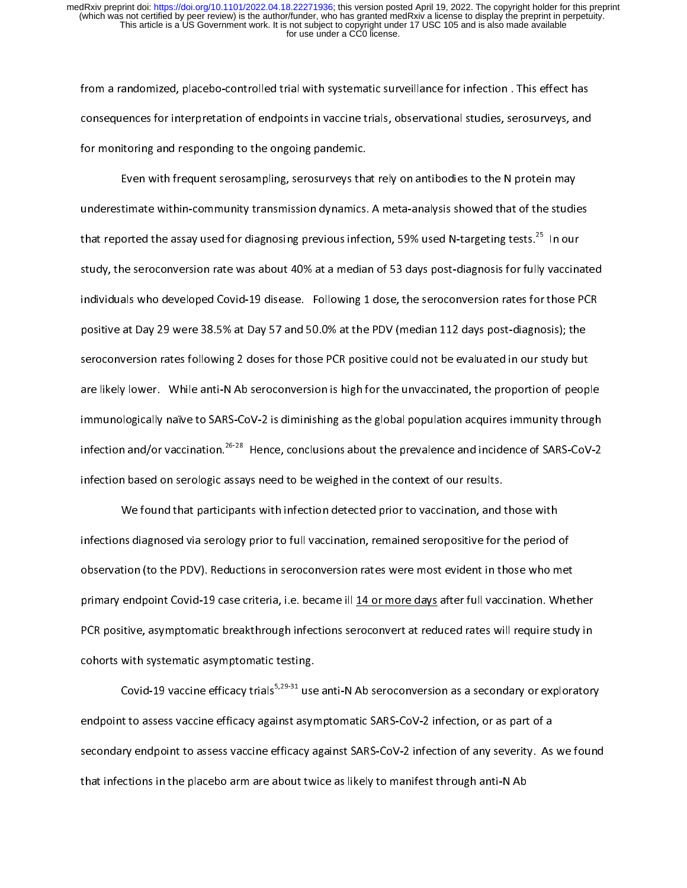from a randomized, placebo-controlled trial with systematic surveillance for infection . This effect has consequences for interpretation of endpoints in vaccine trials, observational studies, serosurveys, and for monitoring and responding to the ongoing pandemic.

Even with frequent serosampling, serosurveys that rely on antibodies to the N protein may underestimate within-community transmission dynamics. A meta-analysis showed that of the studies that reported the assay used for diagnosing previous infection, 59% used N-targeting tests.[25] In our study, the seroconversion rate was about 40% at a median of 53 days post-diagnosis for fully vaccinated individuals who developed Covid-19 disease. Following 1 dose, the seroconversion rates for those PCR positive at Day 29 were 38.5% at Day 57 and 50.0% at the PDV (median 112 days post-diagnosis); the seroconversion rates following 2 doses for those PCR positive could not be evaluated in our study but are likely lower. While anti-N Ab seroconversion is high for the unvaccinated, the proportion of people immunologically naïve to SARS-CoV-2 is diminishing as the global population acquires immunity through infection and/or vaccination.[26-28] Hence, conclusions about the prevalence and incidence of SARS-CoV-2 infection based on serologic assays need to be weighed in the context of our results.

We found that participants with infection detected prior to vaccination, and those with infections diagnosed via serology prior to full vaccination, remained seropositive for the period of observation (to the PDV). Reductions in seroconversion rates were most evident in those who met primary endpoint Covid-19 case criteria, i.e. became ill 14 or more days after full vaccination. Whether PCR positive, asymptomatic breakthrough infections seroconvert at reduced rates will require study in cohorts with systematic asymptomatic testing.

Covid-19 vaccine efficacy trials[5,29-31] use anti-N Ab seroconversion as a secondary or exploratory endpoint to assess vaccine efficacy against asymptomatic SARS-CoV-2 infection, or as part of a secondary endpoint to assess vaccine efficacy against SARS-CoV-2 infection of any severity. As we found that infections in the placebo arm are about twice as likely to manifest through anti-N Ab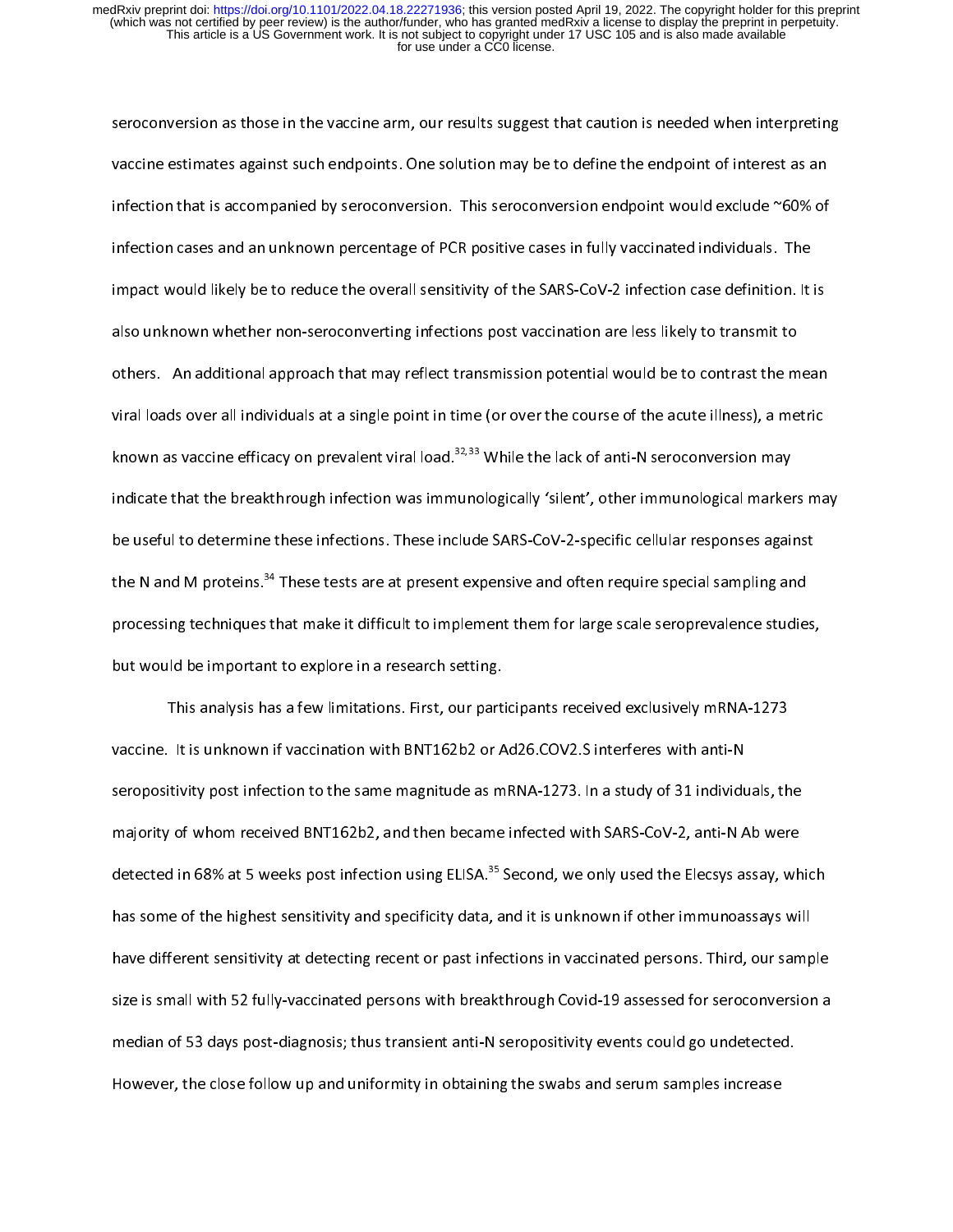seroconversion as those in the vaccine arm, our results suggest that caution is needed when interpreting vaccine estimates against such endpoints. One solution may be to define the endpoint of interest as an infection that is accompanied by seroconversion. This seroconversion endpoint would exclude ~60% of infection cases and an unknown percentage of PCR positive cases in fully vaccinated individuals. The impact would likely be to reduce the overall sensitivity of the SARS-CoV-2 infection case definition. It is also unknown whether non-seroconverting infections post vaccination are less likely to transmit to others. An additional approach that may reflect transmission potential would be to contrast the mean viral loads over all individuals at a single point in time (or over the course of the acute illness), a metric known as vaccine efficacy on prevalent viral load.[32,33] While the lack of anti-N seroconversion may indicate that the breakthrough infection was immunologically 'silent', other immunological markers may be useful to determine these infections. These include SARS-CoV-2-specific cellular responses against the N and M proteins.[34] These tests are at present expensive and often require special sampling and processing techniques that make it difficult to implement them for large scale seroprevalence studies, but would be important to explore in a research setting.

This analysis has a few limitations. First, our participants received exclusively mRNA-1273 vaccine. It is unknown if vaccination with BNT162b2 or Ad26.COV2.S interferes with anti-N seropositivity post infection to the same magnitude as mRNA-1273. In a study of 31 individuals, the majority of whom received BNT162b2, and then became infected with SARS-CoV-2, anti-N Ab were detected in 68% at 5 weeks post infection using ELISA.[35] Second, we only used the Elecsys assay, which has some of the highest sensitivity and specificity data, and it is unknown if other immunoassays will have different sensitivity at detecting recent or past infections in vaccinated persons. Third, our sample size is small with 52 fully-vaccinated persons with breakthrough Covid-19 assessed for seroconversion a median of 53 days post-diagnosis; thus transient anti-N seropositivity events could go undetected. However, the close follow up and uniformity in obtaining the swabs and serum samples increase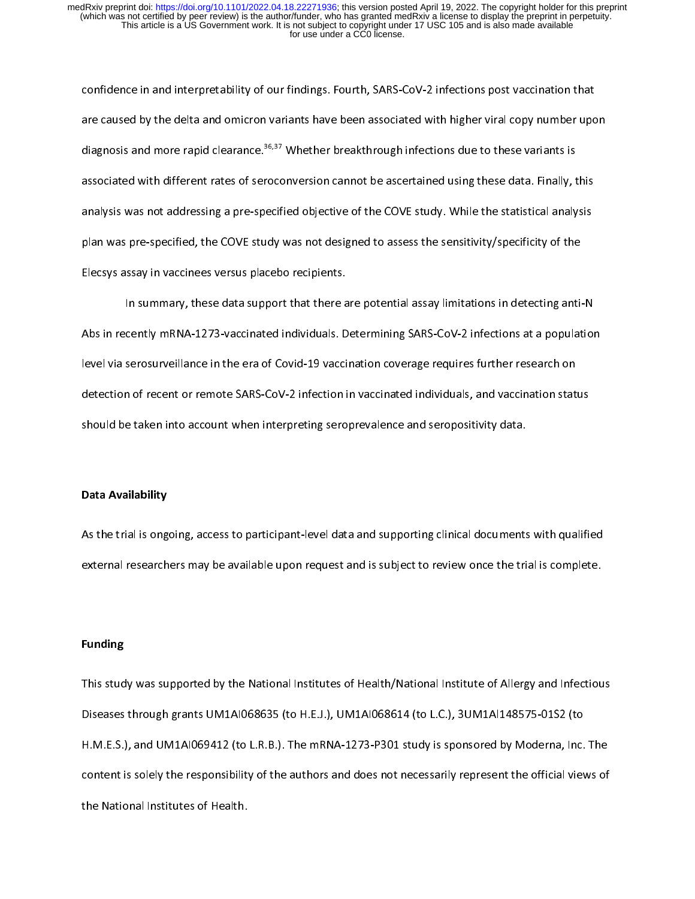confidence in and interpretability of our findings. Fourth, SARS-CoV-2 infections post vaccination that are caused by the delta and omicron variants have been associated with higher viral copy number upon diagnosis and more rapid clearance.[36,37] Whether breakthrough infections due to these variants is associated with different rates of seroconversion cannot be ascertained using these data. Finally, this analysis was not addressing a pre-specified objective of the COVE study. While the statistical analysis plan was pre-specified, the COVE study was not designed to assess the sensitivity/specificity of the Elecsys assay in vaccinees versus placebo recipients.

In summary, these data support that there are potential assay limitations in detecting anti-N Abs in recently mRNA-1273-vaccinated individuals. Determining SARS-CoV-2 infections at a population level via serosurveillance in the era of Covid-19 vaccination coverage requires further research on detection of recent or remote SARS-CoV-2 infection in vaccinated individuals, and vaccination status should be taken into account when interpreting seroprevalence and seropositivity data.

**Data Availability**

As the trial is ongoing, access to participant-level data and supporting clinical documents with qualified external researchers may be available upon request and is subject to review once the trial is complete.

**Funding**

This study was supported by the National Institutes of Health/National Institute of Allergy and Infectious Diseases through grants UM1AI068635 (to H.E.J.), UM1AI068614 (to L.C.), 3UM1AI148575-01S2 (to H.M.E.S.), and UM1AI069412 (to L.R.B.). The mRNA-1273-P301 study is sponsored by Moderna, Inc. The content is solely the responsibility of the authors and does not necessarily represent the official views of the National Institutes of Health.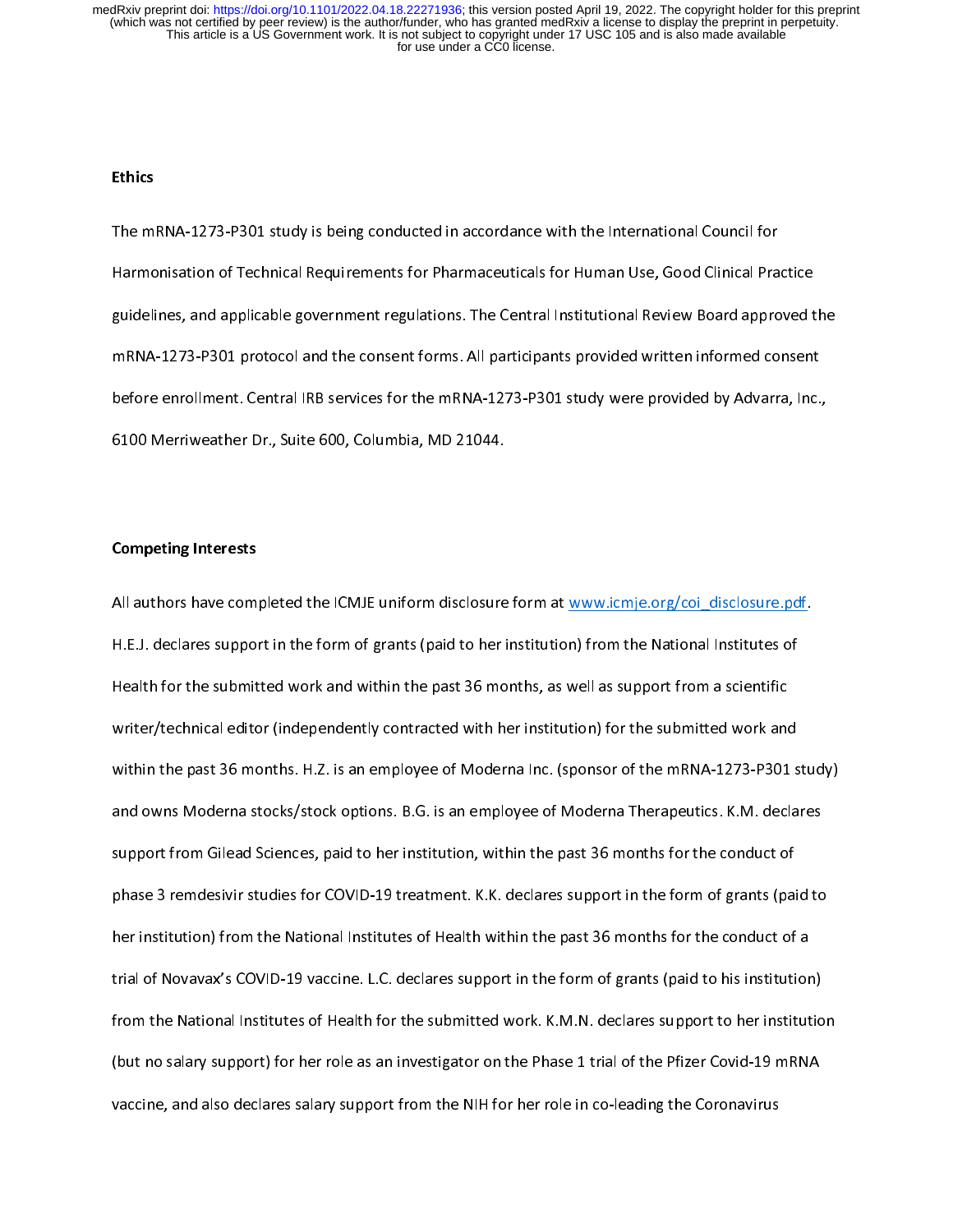## Ethics

The mRNA-1273-P301 study is being conducted in accordance with the International Council for Harmonisation of Technical Requirements for Pharmaceuticals for Human Use, Good Clinical Practice guidelines, and applicable government regulations. The Central Institutional Review Board approved the mRNA-1273-P301 protocol and the consent forms. All participants provided written informed consent before enrollment. Central IRB services for the mRNA-1273-P301 study were provided by Advarra, Inc., 6100 Merriweather Dr., Suite 600, Columbia, MD 21044.

## Competing Interests

All authors have completed the ICMJE uniform disclosure form at www.icmje.org/coi_disclosure.pdf. H.E.J. declares support in the form of grants (paid to her institution) from the National Institutes of Health for the submitted work and within the past 36 months, as well as support from a scientific writer/technical editor (independently contracted with her institution) for the submitted work and within the past 36 months. H.Z. is an employee of Moderna Inc. (sponsor of the mRNA-1273-P301 study) and owns Moderna stocks/stock options. B.G. is an employee of Moderna Therapeutics. K.M. declares support from Gilead Sciences, paid to her institution, within the past 36 months for the conduct of phase 3 remdesivir studies for COVID-19 treatment. K.K. declares support in the form of grants (paid to her institution) from the National Institutes of Health within the past 36 months for the conduct of a trial of Novavax's COVID-19 vaccine. L.C. declares support in the form of grants (paid to his institution) from the National Institutes of Health for the submitted work. K.M.N. declares support to her institution (but no salary support) for her role as an investigator on the Phase 1 trial of the Pfizer Covid-19 mRNA vaccine, and also declares salary support from the NIH for her role in co-leading the Coronavirus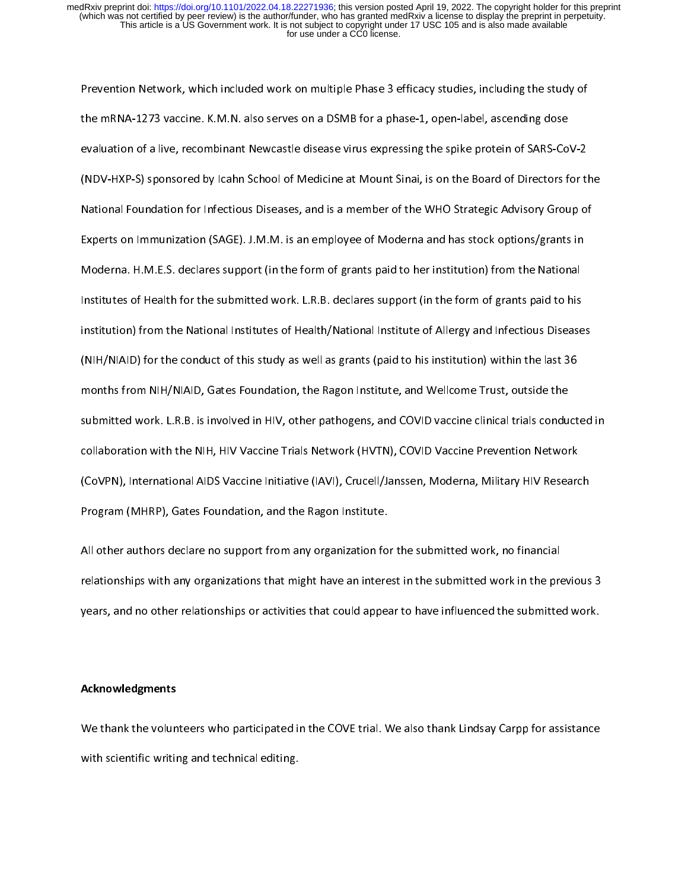Prevention Network, which included work on multiple Phase 3 efficacy studies, including the study of the mRNA-1273 vaccine. K.M.N. also serves on a DSMB for a phase-1, open-label, ascending dose evaluation of a live, recombinant Newcastle disease virus expressing the spike protein of SARS-CoV-2 (NDV-HXP-S) sponsored by Icahn School of Medicine at Mount Sinai, is on the Board of Directors for the National Foundation for Infectious Diseases, and is a member of the WHO Strategic Advisory Group of Experts on Immunization (SAGE). J.M.M. is an employee of Moderna and has stock options/grants in Moderna. H.M.E.S. declares support (in the form of grants paid to her institution) from the National Institutes of Health for the submitted work. L.R.B. declares support (in the form of grants paid to his institution) from the National Institutes of Health/National Institute of Allergy and Infectious Diseases (NIH/NIAID) for the conduct of this study as well as grants (paid to his institution) within the last 36 months from NIH/NIAID, Gates Foundation, the Ragon Institute, and Wellcome Trust, outside the submitted work. L.R.B. is involved in HIV, other pathogens, and COVID vaccine clinical trials conducted in collaboration with the NIH, HIV Vaccine Trials Network (HVTN), COVID Vaccine Prevention Network (CoVPN), International AIDS Vaccine Initiative (IAVI), Crucell/Janssen, Moderna, Military HIV Research Program (MHRP), Gates Foundation, and the Ragon Institute.

All other authors declare no support from any organization for the submitted work, no financial relationships with any organizations that might have an interest in the submitted work in the previous 3 years, and no other relationships or activities that could appear to have influenced the submitted work.

## Acknowledgments

We thank the volunteers who participated in the COVE trial. We also thank Lindsay Carpp for assistance with scientific writing and technical editing.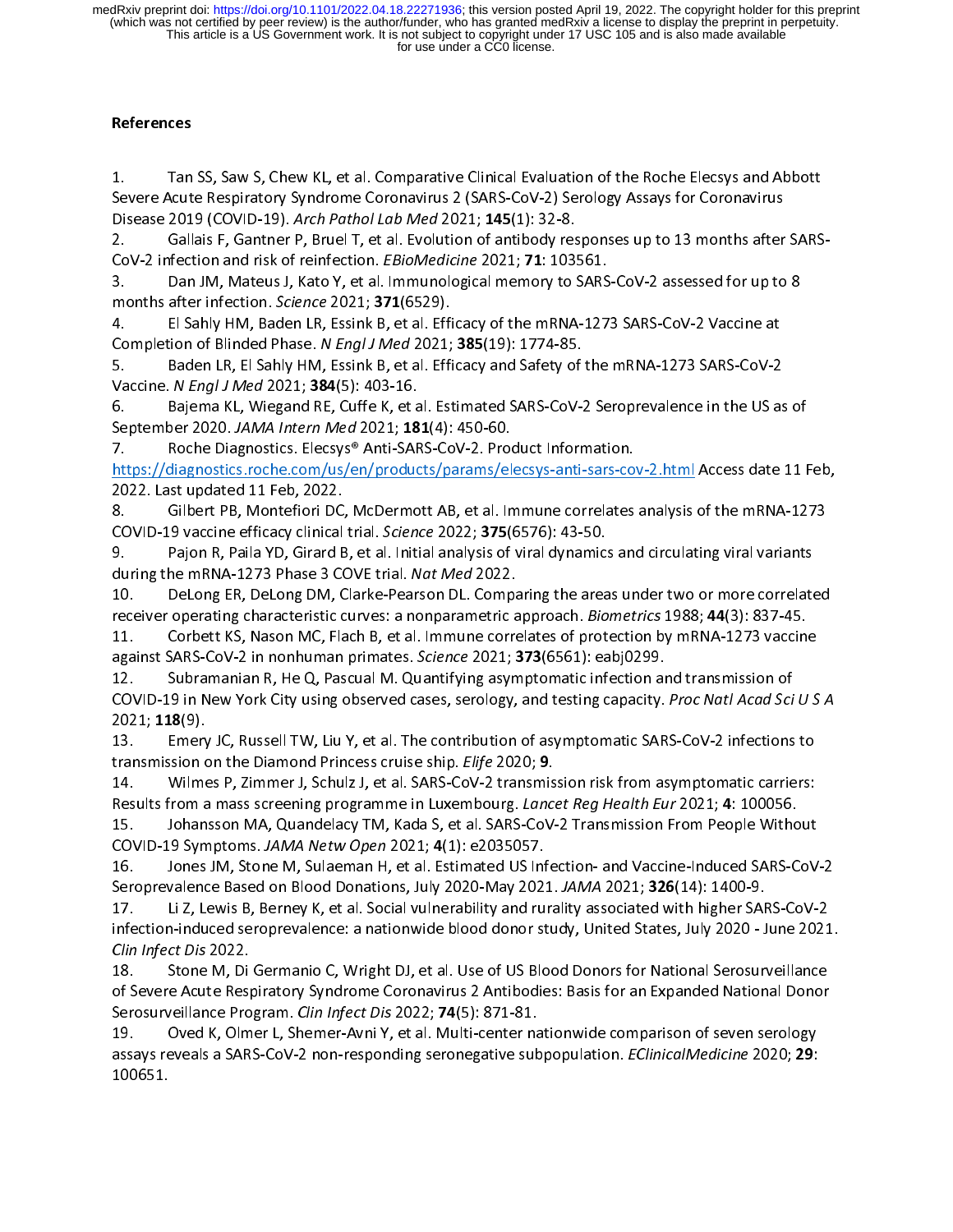## References

1. Tan SS, Saw S, Chew KL, et al. Comparative Clinical Evaluation of the Roche Elecsys and Abbott Severe Acute Respiratory Syndrome Coronavirus 2 (SARS-CoV-2) Serology Assays for Coronavirus Disease 2019 (COVID-19). *Arch Pathol Lab Med* 2021; **145**(1): 32-8.
2. Gallais F, Gantner P, Bruel T, et al. Evolution of antibody responses up to 13 months after SARS-CoV-2 infection and risk of reinfection. *EBioMedicine* 2021; **71**: 103561.
3. Dan JM, Mateus J, Kato Y, et al. Immunological memory to SARS-CoV-2 assessed for up to 8 months after infection. *Science* 2021; **371**(6529).
4. El Sahly HM, Baden LR, Essink B, et al. Efficacy of the mRNA-1273 SARS-CoV-2 Vaccine at Completion of Blinded Phase. *N Engl J Med* 2021; **385**(19): 1774-85.
5. Baden LR, El Sahly HM, Essink B, et al. Efficacy and Safety of the mRNA-1273 SARS-CoV-2 Vaccine. *N Engl J Med* 2021; **384**(5): 403-16.
6. Bajema KL, Wiegand RE, Cuffe K, et al. Estimated SARS-CoV-2 Seroprevalence in the US as of September 2020. *JAMA Intern Med* 2021; **181**(4): 450-60.
7. Roche Diagnostics. Elecsys® Anti-SARS-CoV-2. Product Information. https://diagnostics.roche.com/us/en/products/params/elecsys-anti-sars-cov-2.html Access date 11 Feb, 2022. Last updated 11 Feb, 2022.
8. Gilbert PB, Montefiori DC, McDermott AB, et al. Immune correlates analysis of the mRNA-1273 COVID-19 vaccine efficacy clinical trial. *Science* 2022; **375**(6576): 43-50.
9. Pajon R, Paila YD, Girard B, et al. Initial analysis of viral dynamics and circulating viral variants during the mRNA-1273 Phase 3 COVE trial. *Nat Med* 2022.
10. DeLong ER, DeLong DM, Clarke-Pearson DL. Comparing the areas under two or more correlated receiver operating characteristic curves: a nonparametric approach. *Biometrics* 1988; **44**(3): 837-45.
11. Corbett KS, Nason MC, Flach B, et al. Immune correlates of protection by mRNA-1273 vaccine against SARS-CoV-2 in nonhuman primates. *Science* 2021; **373**(6561): eabj0299.
12. Subramanian R, He Q, Pascual M. Quantifying asymptomatic infection and transmission of COVID-19 in New York City using observed cases, serology, and testing capacity. *Proc Natl Acad Sci U S A* 2021; **118**(9).
13. Emery JC, Russell TW, Liu Y, et al. The contribution of asymptomatic SARS-CoV-2 infections to transmission on the Diamond Princess cruise ship. *Elife* 2020; **9**.
14. Wilmes P, Zimmer J, Schulz J, et al. SARS-CoV-2 transmission risk from asymptomatic carriers: Results from a mass screening programme in Luxembourg. *Lancet Reg Health Eur* 2021; **4**: 100056.
15. Johansson MA, Quandelacy TM, Kada S, et al. SARS-CoV-2 Transmission From People Without COVID-19 Symptoms. *JAMA Netw Open* 2021; **4**(1): e2035057.
16. Jones JM, Stone M, Sulaeman H, et al. Estimated US Infection- and Vaccine-Induced SARS-CoV-2 Seroprevalence Based on Blood Donations, July 2020-May 2021. *JAMA* 2021; **326**(14): 1400-9.
17. Li Z, Lewis B, Berney K, et al. Social vulnerability and rurality associated with higher SARS-CoV-2 infection-induced seroprevalence: a nationwide blood donor study, United States, July 2020 - June 2021. *Clin Infect Dis* 2022.
18. Stone M, Di Germanio C, Wright DJ, et al. Use of US Blood Donors for National Serosurveillance of Severe Acute Respiratory Syndrome Coronavirus 2 Antibodies: Basis for an Expanded National Donor Serosurveillance Program. *Clin Infect Dis* 2022; **74**(5): 871-81.
19. Oved K, Olmer L, Shemer-Avni Y, et al. Multi-center nationwide comparison of seven serology assays reveals a SARS-CoV-2 non-responding seronegative subpopulation. *EClinicalMedicine* 2020; **29**: 100651.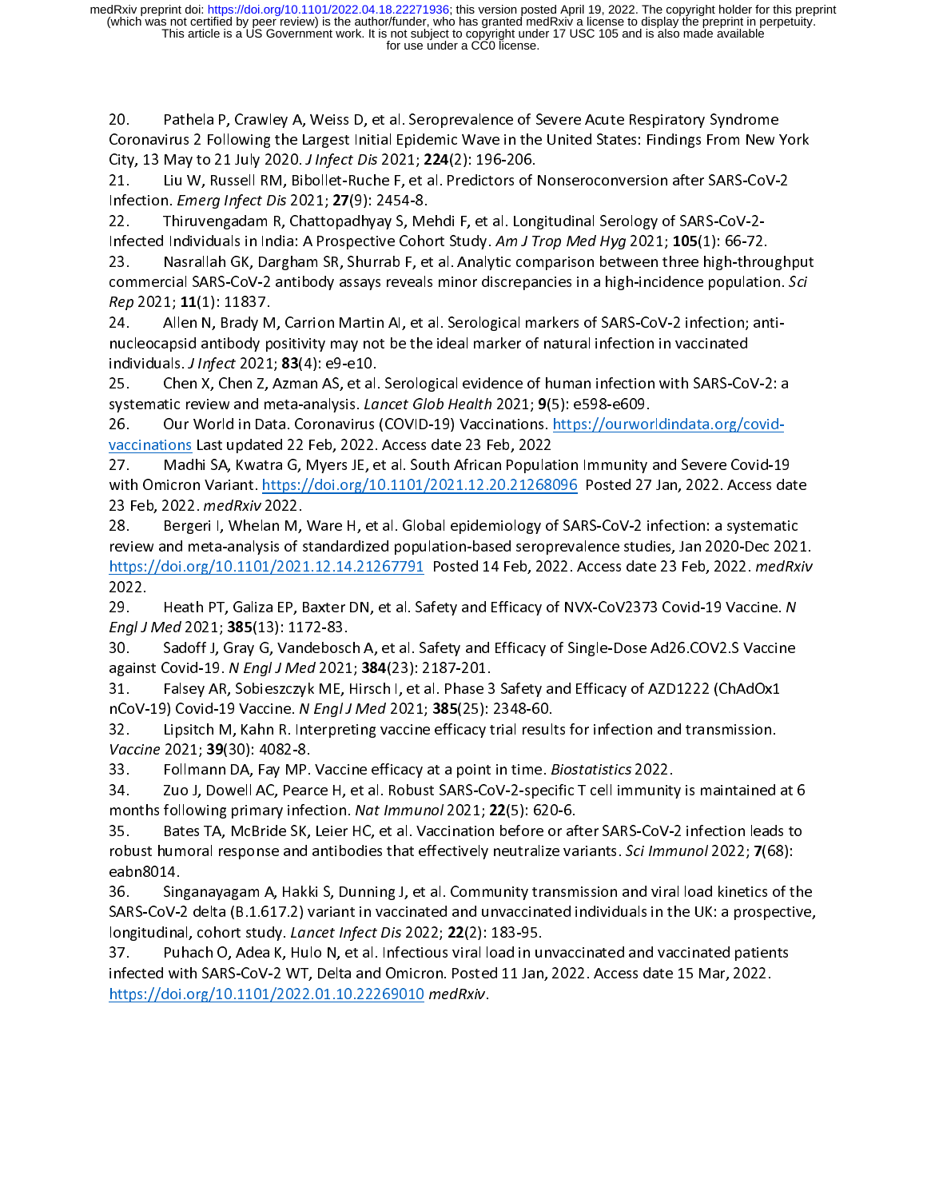20. Pathela P, Crawley A, Weiss D, et al. Seroprevalence of Severe Acute Respiratory Syndrome Coronavirus 2 Following the Largest Initial Epidemic Wave in the United States: Findings From New York City, 13 May to 21 July 2020. *J Infect Dis* 2021; **224**(2): 196-206.

21. Liu W, Russell RM, Bibollet-Ruche F, et al. Predictors of Nonseroconversion after SARS-CoV-2 Infection. *Emerg Infect Dis* 2021; **27**(9): 2454-8.

22. Thiruvengadam R, Chattopadhyay S, Mehdi F, et al. Longitudinal Serology of SARS-CoV-2-Infected Individuals in India: A Prospective Cohort Study. *Am J Trop Med Hyg* 2021; **105**(1): 66-72.

23. Nasrallah GK, Dargham SR, Shurrab F, et al. Analytic comparison between three high-throughput commercial SARS-CoV-2 antibody assays reveals minor discrepancies in a high-incidence population. *Sci Rep* 2021; **11**(1): 11837.

24. Allen N, Brady M, Carrion Martin AI, et al. Serological markers of SARS-CoV-2 infection; anti-nucleocapsid antibody positivity may not be the ideal marker of natural infection in vaccinated individuals. *J Infect* 2021; **83**(4): e9-e10.

25. Chen X, Chen Z, Azman AS, et al. Serological evidence of human infection with SARS-CoV-2: a systematic review and meta-analysis. *Lancet Glob Health* 2021; **9**(5): e598-e609.

26. Our World in Data. Coronavirus (COVID-19) Vaccinations. https://ourworldindata.org/covid-vaccinations Last updated 22 Feb, 2022. Access date 23 Feb, 2022

27. Madhi SA, Kwatra G, Myers JE, et al. South African Population Immunity and Severe Covid-19 with Omicron Variant. https://doi.org/10.1101/2021.12.20.21268096 Posted 27 Jan, 2022. Access date 23 Feb, 2022. *medRxiv* 2022.

28. Bergeri I, Whelan M, Ware H, et al. Global epidemiology of SARS-CoV-2 infection: a systematic review and meta-analysis of standardized population-based seroprevalence studies, Jan 2020-Dec 2021. https://doi.org/10.1101/2021.12.14.21267791 Posted 14 Feb, 2022. Access date 23 Feb, 2022. *medRxiv* 2022.

29. Heath PT, Galiza EP, Baxter DN, et al. Safety and Efficacy of NVX-CoV2373 Covid-19 Vaccine. *N Engl J Med* 2021; **385**(13): 1172-83.

30. Sadoff J, Gray G, Vandebosch A, et al. Safety and Efficacy of Single-Dose Ad26.COV2.S Vaccine against Covid-19. *N Engl J Med* 2021; **384**(23): 2187-201.

31. Falsey AR, Sobieszczyk ME, Hirsch I, et al. Phase 3 Safety and Efficacy of AZD1222 (ChAdOx1 nCoV-19) Covid-19 Vaccine. *N Engl J Med* 2021; **385**(25): 2348-60.

32. Lipsitch M, Kahn R. Interpreting vaccine efficacy trial results for infection and transmission. *Vaccine* 2021; **39**(30): 4082-8.

33. Follmann DA, Fay MP. Vaccine efficacy at a point in time. *Biostatistics* 2022.

34. Zuo J, Dowell AC, Pearce H, et al. Robust SARS-CoV-2-specific T cell immunity is maintained at 6 months following primary infection. *Nat Immunol* 2021; **22**(5): 620-6.

35. Bates TA, McBride SK, Leier HC, et al. Vaccination before or after SARS-CoV-2 infection leads to robust humoral response and antibodies that effectively neutralize variants. *Sci Immunol* 2022; **7**(68): eabn8014.

36. Singanayagam A, Hakki S, Dunning J, et al. Community transmission and viral load kinetics of the SARS-CoV-2 delta (B.1.617.2) variant in vaccinated and unvaccinated individuals in the UK: a prospective, longitudinal, cohort study. *Lancet Infect Dis* 2022; **22**(2): 183-95.

37. Puhach O, Adea K, Hulo N, et al. Infectious viral load in unvaccinated and vaccinated patients infected with SARS-CoV-2 WT, Delta and Omicron. Posted 11 Jan, 2022. Access date 15 Mar, 2022. https://doi.org/10.1101/2022.01.10.22269010 *medRxiv*.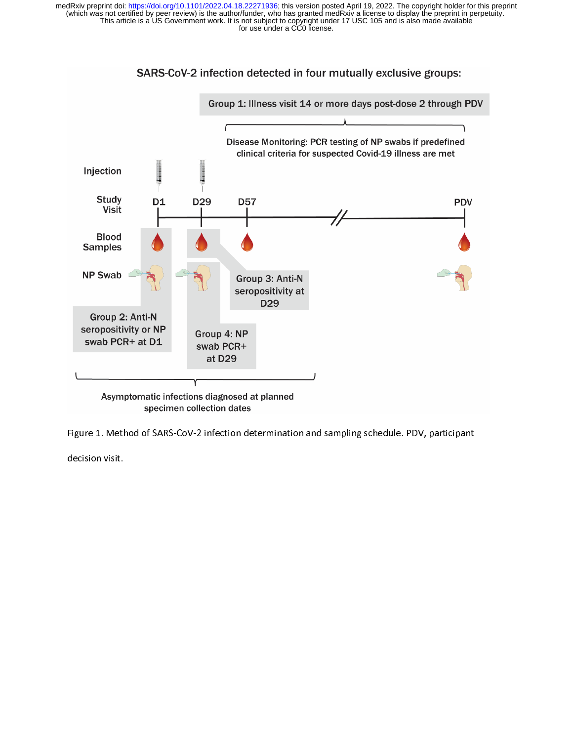SARS-CoV-2 infection detected in four mutually exclusive groups:

Group 1: Illness visit 14 or more days post-dose 2 through PDV

Disease Monitoring: PCR testing of NP swabs if predefined clinical criteria for suspected Covid-19 illness are met

Injection

Study Visit: D1, D29, D57, PDV

Blood Samples

NP Swab

Group 2: Anti-N seropositivity or NP swab PCR+ at D1

Group 3: Anti-N seropositivity at D29

Group 4: NP swab PCR+ at D29

Asymptomatic infections diagnosed at planned specimen collection dates

Figure 1. Method of SARS-CoV-2 infection determination and sampling schedule. PDV, participant decision visit.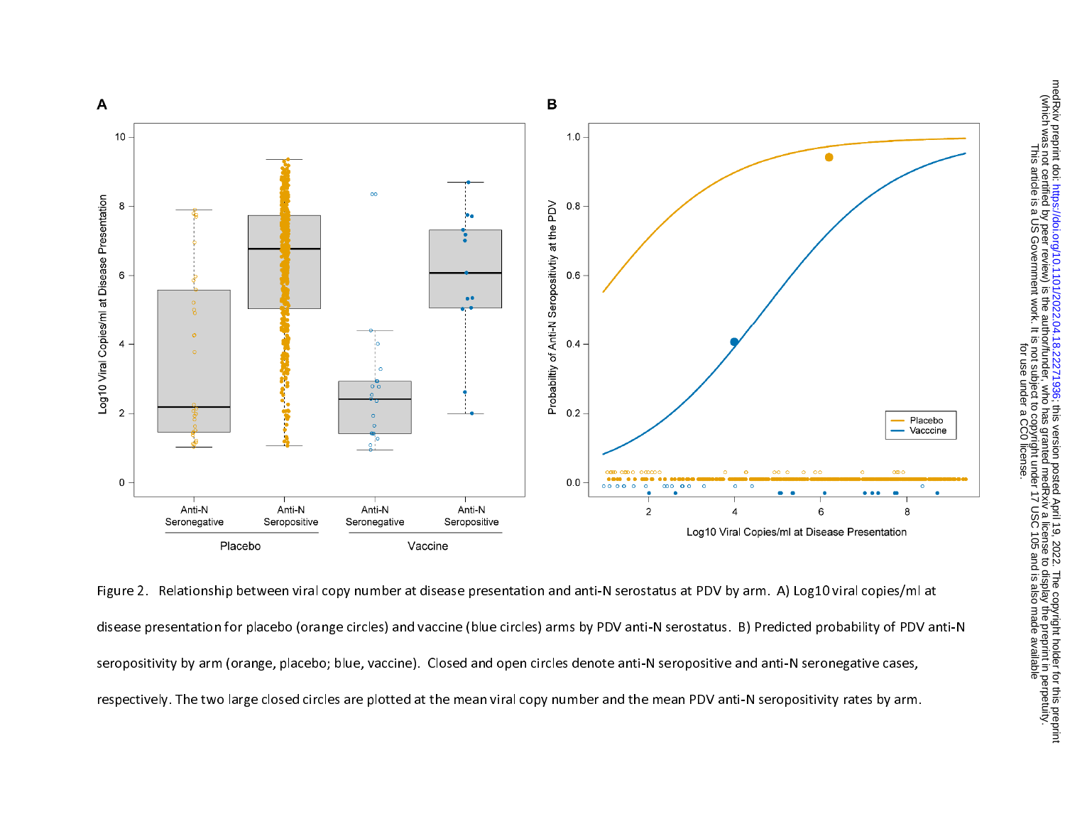Figure 2. Relationship between viral copy number at disease presentation and anti-N serostatus at PDV by arm. A) Log10 viral copies/ml at disease presentation for placebo (orange circles) and vaccine (blue circles) arms by PDV anti-N serostatus. B) Predicted probability of PDV anti-N seropositivity by arm (orange, placebo; blue, vaccine). Closed and open circles denote anti-N seropositive and anti-N seronegative cases, respectively. The two large closed circles are plotted at the mean viral copy number and the mean PDV anti-N seropositivity rates by arm.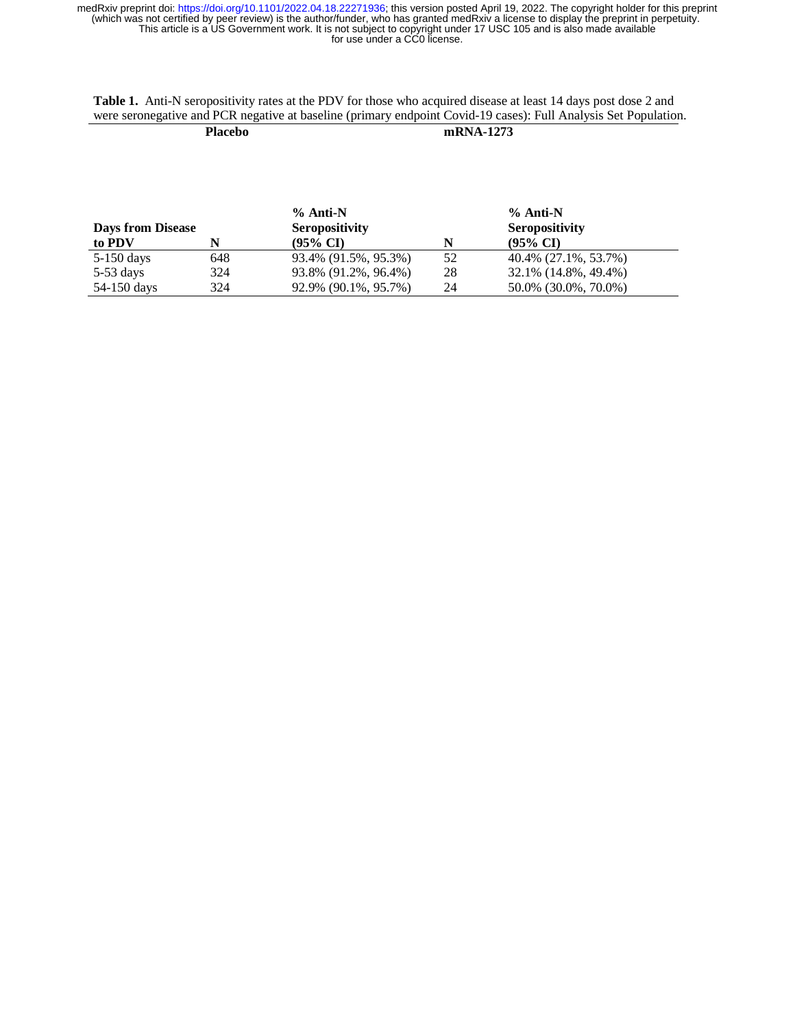**Table 1.** Anti-N seropositivity rates at the PDV for those who acquired disease at least 14 days post dose 2 and were seronegative and PCR negative at baseline (primary endpoint Covid-19 cases): Full Analysis Set Population.

| | Placebo | | mRNA-1273 | |
|---|---|---|---|---|
| **Days from Disease to PDV** | **N** | **% Anti-N Seropositivity (95% CI)** | **N** | **% Anti-N Seropositivity (95% CI)** |
| 5-150 days | 648 | 93.4% (91.5%, 95.3%) | 52 | 40.4% (27.1%, 53.7%) |
| 5-53 days | 324 | 93.8% (91.2%, 96.4%) | 28 | 32.1% (14.8%, 49.4%) |
| 54-150 days | 324 | 92.9% (90.1%, 95.7%) | 24 | 50.0% (30.0%, 70.0%) |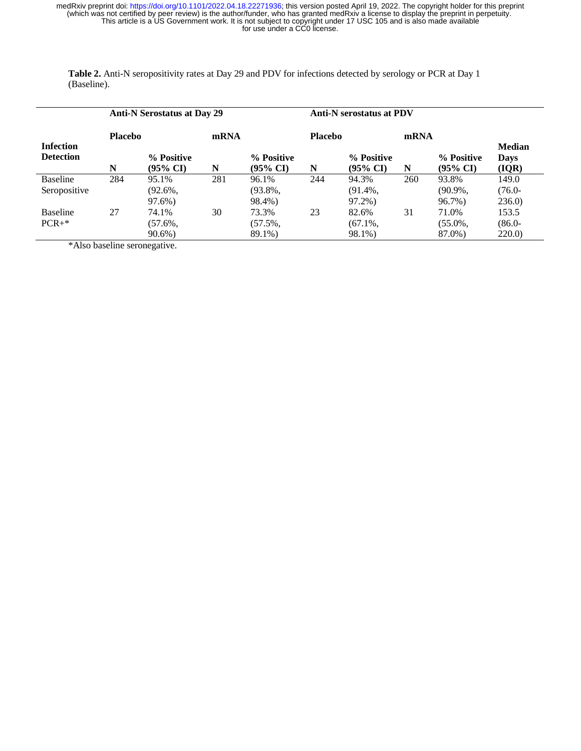**Table 2.** Anti-N seropositivity rates at Day 29 and PDV for infections detected by serology or PCR at Day 1 (Baseline).

| | Anti-N Serostatus at Day 29 | | | | Anti-N serostatus at PDV | | | | |
|---|---|---|---|---|---|---|---|---|---|
| | Placebo | | mRNA | | Placebo | | mRNA | | |
| Infection Detection | N | % Positive (95% CI) | N | % Positive (95% CI) | N | % Positive (95% CI) | N | % Positive (95% CI) | Median Days (IQR) |
| Baseline Seropositive | 284 | 95.1% (92.6%, 97.6%) | 281 | 96.1% (93.8%, 98.4%) | 244 | 94.3% (91.4%, 97.2%) | 260 | 93.8% (90.9%, 96.7%) | 149.0 (76.0-236.0) |
| Baseline PCR+* | 27 | 74.1% (57.6%, 90.6%) | 30 | 73.3% (57.5%, 89.1%) | 23 | 82.6% (67.1%, 98.1%) | 31 | 71.0% (55.0%, 87.0%) | 153.5 (86.0-220.0) |

*Also baseline seronegative.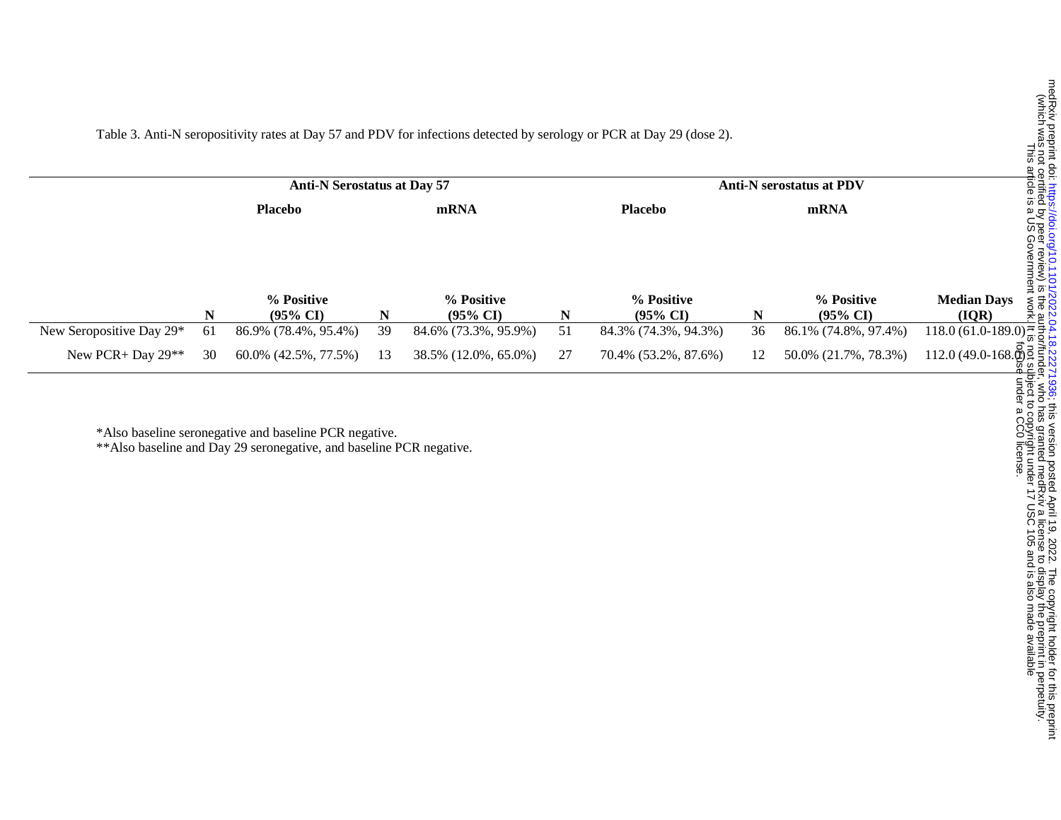Table 3. Anti-N seropositivity rates at Day 57 and PDV for infections detected by serology or PCR at Day 29 (dose 2).

| | Anti-N Serostatus at Day 57 | | | | Anti-N serostatus at PDV | | | | |
|---|---|---|---|---|---|---|---|---|---|
| | Placebo | | mRNA | | Placebo | | mRNA | | |
| | N | % Positive (95% CI) | N | % Positive (95% CI) | N | % Positive (95% CI) | N | % Positive (95% CI) | Median Days (IQR) |
| New Seropositive Day 29* | 61 | 86.9% (78.4%, 95.4%) | 39 | 84.6% (73.3%, 95.9%) | 51 | 84.3% (74.3%, 94.3%) | 36 | 86.1% (74.8%, 97.4%) | 118.0 (61.0-189.0) |
| New PCR+ Day 29** | 30 | 60.0% (42.5%, 77.5%) | 13 | 38.5% (12.0%, 65.0%) | 27 | 70.4% (53.2%, 87.6%) | 12 | 50.0% (21.7%, 78.3%) | 112.0 (49.0-168.0) |

*Also baseline seronegative and baseline PCR negative.
**Also baseline and Day 29 seronegative, and baseline PCR negative.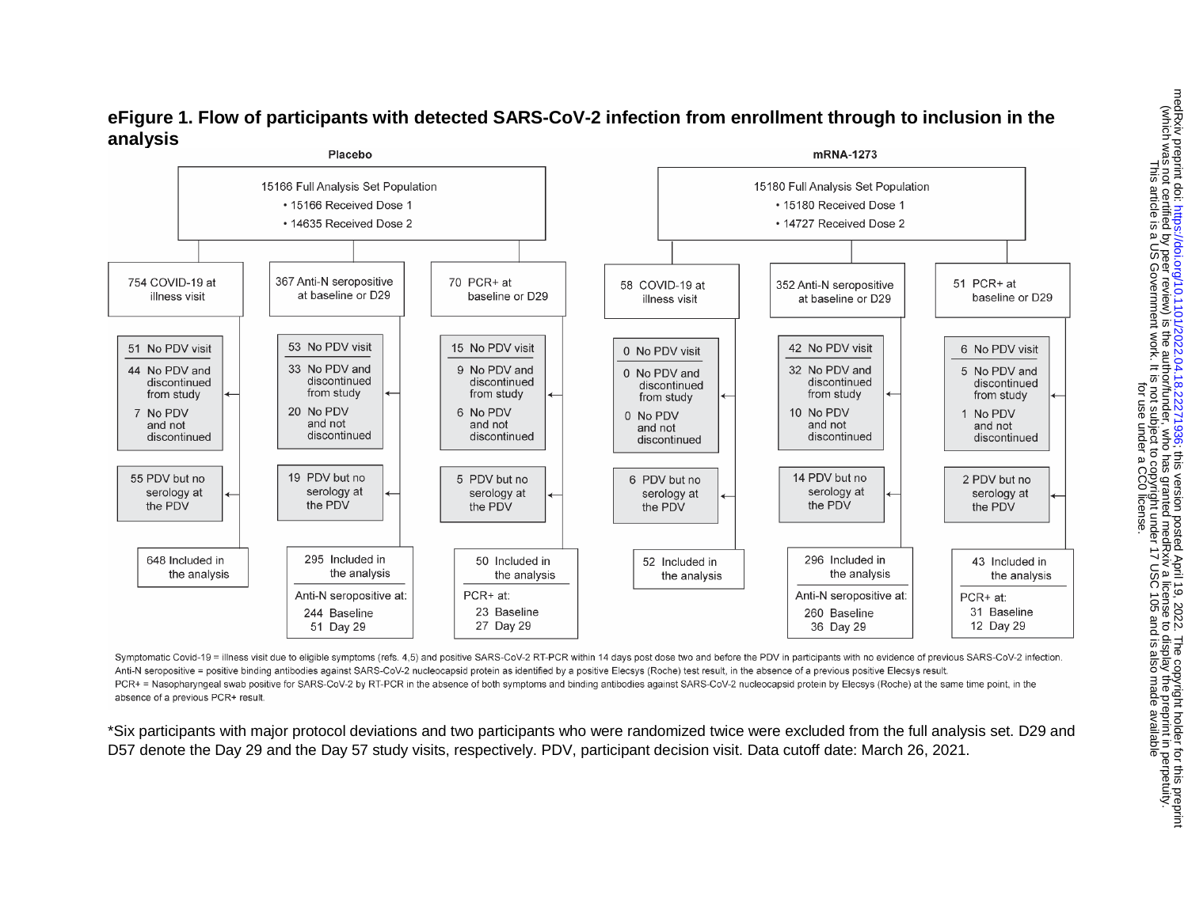# eFigure 1. Flow of participants with detected SARS-CoV-2 infection from enrollment through to inclusion in the analysis

**Placebo**

15166 Full Analysis Set Population
- 15166 Received Dose 1
- 14635 Received Dose 2

| | 754 COVID-19 at illness visit | 367 Anti-N seropositive at baseline or D29 | 70 PCR+ at baseline or D29 |
|---|---|---|---|
| No PDV visit | 51 No PDV visit | 53 No PDV visit | 15 No PDV visit |
| No PDV and discontinued from study | 44 | 33 | 9 |
| No PDV and not discontinued | 7 | 20 | 6 |
| PDV but no serology at the PDV | 55 | 19 | 5 |
| Included in the analysis | 648 | 295 | 50 |
| | | Anti-N seropositive at: 244 Baseline, 51 Day 29 | PCR+ at: 23 Baseline, 27 Day 29 |

**mRNA-1273**

15180 Full Analysis Set Population
- 15180 Received Dose 1
- 14727 Received Dose 2

| | 58 COVID-19 at illness visit | 352 Anti-N seropositive at baseline or D29 | 51 PCR+ at baseline or D29 |
|---|---|---|---|
| No PDV visit | 0 No PDV visit | 42 No PDV visit | 6 No PDV visit |
| No PDV and discontinued from study | 0 | 32 | 5 |
| No PDV and not discontinued | 0 | 10 | 1 |
| PDV but no serology at the PDV | 6 | 14 | 2 |
| Included in the analysis | 52 | 296 | 43 |
| | | Anti-N seropositive at: 260 Baseline, 36 Day 29 | PCR+ at: 31 Baseline, 12 Day 29 |

Symptomatic Covid-19 = illness visit due to eligible symptoms (refs. 4,5) and positive SARS-CoV-2 RT-PCR within 14 days post dose two and before the PDV in participants with no evidence of previous SARS-CoV-2 infection.
Anti-N seropositive = positive binding antibodies against SARS-CoV-2 nucleocapsid protein as identified by a positive Elecsys (Roche) test result, in the absence of a previous positive Elecsys result.
PCR+ = Nasopharyngeal swab positive for SARS-CoV-2 by RT-PCR in the absence of both symptoms and binding antibodies against SARS-CoV-2 nucleocapsid protein by Elecsys (Roche) at the same time point, in the absence of a previous PCR+ result.

*Six participants with major protocol deviations and two participants who were randomized twice were excluded from the full analysis set. D29 and D57 denote the Day 29 and the Day 57 study visits, respectively. PDV, participant decision visit. Data cutoff date: March 26, 2021.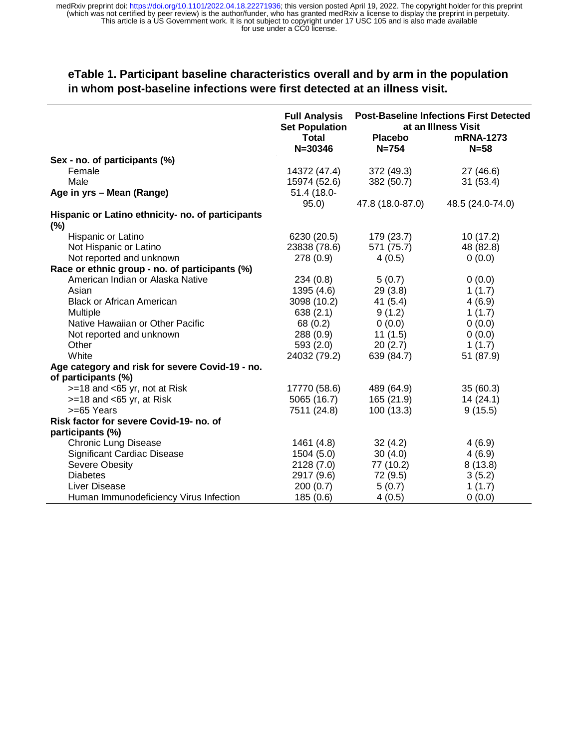**eTable 1. Participant baseline characteristics overall and by arm in the population in whom post-baseline infections were first detected at an illness visit.**

| | Full Analysis Set Population | Post-Baseline Infections First Detected at an Illness Visit | |
|---|---|---|---|
| | Total N=30346 | Placebo N=754 | mRNA-1273 N=58 |
| **Sex - no. of participants (%)** | | | |
| Female | 14372 (47.4) | 372 (49.3) | 27 (46.6) |
| Male | 15974 (52.6) | 382 (50.7) | 31 (53.4) |
| **Age in yrs – Mean (Range)** | 51.4 (18.0-95.0) | 47.8 (18.0-87.0) | 48.5 (24.0-74.0) |
| **Hispanic or Latino ethnicity- no. of participants (%)** | | | |
| Hispanic or Latino | 6230 (20.5) | 179 (23.7) | 10 (17.2) |
| Not Hispanic or Latino | 23838 (78.6) | 571 (75.7) | 48 (82.8) |
| Not reported and unknown | 278 (0.9) | 4 (0.5) | 0 (0.0) |
| **Race or ethnic group - no. of participants (%)** | | | |
| American Indian or Alaska Native | 234 (0.8) | 5 (0.7) | 0 (0.0) |
| Asian | 1395 (4.6) | 29 (3.8) | 1 (1.7) |
| Black or African American | 3098 (10.2) | 41 (5.4) | 4 (6.9) |
| Multiple | 638 (2.1) | 9 (1.2) | 1 (1.7) |
| Native Hawaiian or Other Pacific | 68 (0.2) | 0 (0.0) | 0 (0.0) |
| Not reported and unknown | 288 (0.9) | 11 (1.5) | 0 (0.0) |
| Other | 593 (2.0) | 20 (2.7) | 1 (1.7) |
| White | 24032 (79.2) | 639 (84.7) | 51 (87.9) |
| **Age category and risk for severe Covid-19 - no. of participants (%)** | | | |
| >=18 and <65 yr, not at Risk | 17770 (58.6) | 489 (64.9) | 35 (60.3) |
| >=18 and <65 yr, at Risk | 5065 (16.7) | 165 (21.9) | 14 (24.1) |
| >=65 Years | 7511 (24.8) | 100 (13.3) | 9 (15.5) |
| **Risk factor for severe Covid-19- no. of participants (%)** | | | |
| Chronic Lung Disease | 1461 (4.8) | 32 (4.2) | 4 (6.9) |
| Significant Cardiac Disease | 1504 (5.0) | 30 (4.0) | 4 (6.9) |
| Severe Obesity | 2128 (7.0) | 77 (10.2) | 8 (13.8) |
| Diabetes | 2917 (9.6) | 72 (9.5) | 3 (5.2) |
| Liver Disease | 200 (0.7) | 5 (0.7) | 1 (1.7) |
| Human Immunodeficiency Virus Infection | 185 (0.6) | 4 (0.5) | 0 (0.0) |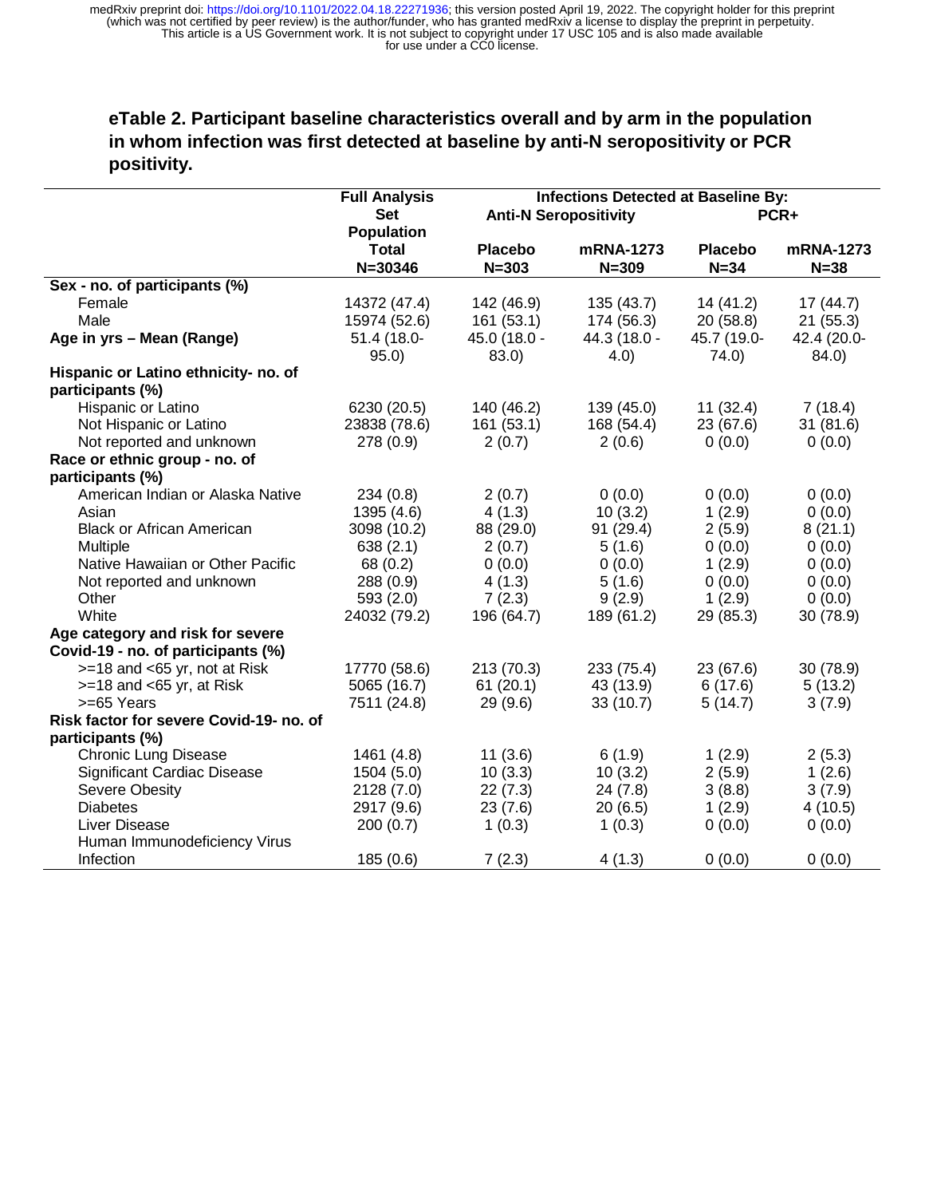**eTable 2. Participant baseline characteristics overall and by arm in the population in whom infection was first detected at baseline by anti-N seropositivity or PCR positivity.**

| | Full Analysis Set Population | Infections Detected at Baseline By: Anti-N Seropositivity | | PCR+ | |
|---|---|---|---|---|---|
| | Total N=30346 | Placebo N=303 | mRNA-1273 N=309 | Placebo N=34 | mRNA-1273 N=38 |
| **Sex - no. of participants (%)** | | | | | |
| Female | 14372 (47.4) | 142 (46.9) | 135 (43.7) | 14 (41.2) | 17 (44.7) |
| Male | 15974 (52.6) | 161 (53.1) | 174 (56.3) | 20 (58.8) | 21 (55.3) |
| **Age in yrs – Mean (Range)** | 51.4 (18.0-95.0) | 45.0 (18.0 - 83.0) | 44.3 (18.0 - 4.0) | 45.7 (19.0-74.0) | 42.4 (20.0-84.0) |
| **Hispanic or Latino ethnicity- no. of participants (%)** | | | | | |
| Hispanic or Latino | 6230 (20.5) | 140 (46.2) | 139 (45.0) | 11 (32.4) | 7 (18.4) |
| Not Hispanic or Latino | 23838 (78.6) | 161 (53.1) | 168 (54.4) | 23 (67.6) | 31 (81.6) |
| Not reported and unknown | 278 (0.9) | 2 (0.7) | 2 (0.6) | 0 (0.0) | 0 (0.0) |
| **Race or ethnic group - no. of participants (%)** | | | | | |
| American Indian or Alaska Native | 234 (0.8) | 2 (0.7) | 0 (0.0) | 0 (0.0) | 0 (0.0) |
| Asian | 1395 (4.6) | 4 (1.3) | 10 (3.2) | 1 (2.9) | 0 (0.0) |
| Black or African American | 3098 (10.2) | 88 (29.0) | 91 (29.4) | 2 (5.9) | 8 (21.1) |
| Multiple | 638 (2.1) | 2 (0.7) | 5 (1.6) | 0 (0.0) | 0 (0.0) |
| Native Hawaiian or Other Pacific | 68 (0.2) | 0 (0.0) | 0 (0.0) | 1 (2.9) | 0 (0.0) |
| Not reported and unknown | 288 (0.9) | 4 (1.3) | 5 (1.6) | 0 (0.0) | 0 (0.0) |
| Other | 593 (2.0) | 7 (2.3) | 9 (2.9) | 1 (2.9) | 0 (0.0) |
| White | 24032 (79.2) | 196 (64.7) | 189 (61.2) | 29 (85.3) | 30 (78.9) |
| **Age category and risk for severe Covid-19 - no. of participants (%)** | | | | | |
| >=18 and <65 yr, not at Risk | 17770 (58.6) | 213 (70.3) | 233 (75.4) | 23 (67.6) | 30 (78.9) |
| >=18 and <65 yr, at Risk | 5065 (16.7) | 61 (20.1) | 43 (13.9) | 6 (17.6) | 5 (13.2) |
| >=65 Years | 7511 (24.8) | 29 (9.6) | 33 (10.7) | 5 (14.7) | 3 (7.9) |
| **Risk factor for severe Covid-19- no. of participants (%)** | | | | | |
| Chronic Lung Disease | 1461 (4.8) | 11 (3.6) | 6 (1.9) | 1 (2.9) | 2 (5.3) |
| Significant Cardiac Disease | 1504 (5.0) | 10 (3.3) | 10 (3.2) | 2 (5.9) | 1 (2.6) |
| Severe Obesity | 2128 (7.0) | 22 (7.3) | 24 (7.8) | 3 (8.8) | 3 (7.9) |
| Diabetes | 2917 (9.6) | 23 (7.6) | 20 (6.5) | 1 (2.9) | 4 (10.5) |
| Liver Disease | 200 (0.7) | 1 (0.3) | 1 (0.3) | 0 (0.0) | 0 (0.0) |
| Human Immunodeficiency Virus Infection | 185 (0.6) | 7 (2.3) | 4 (1.3) | 0 (0.0) | 0 (0.0) |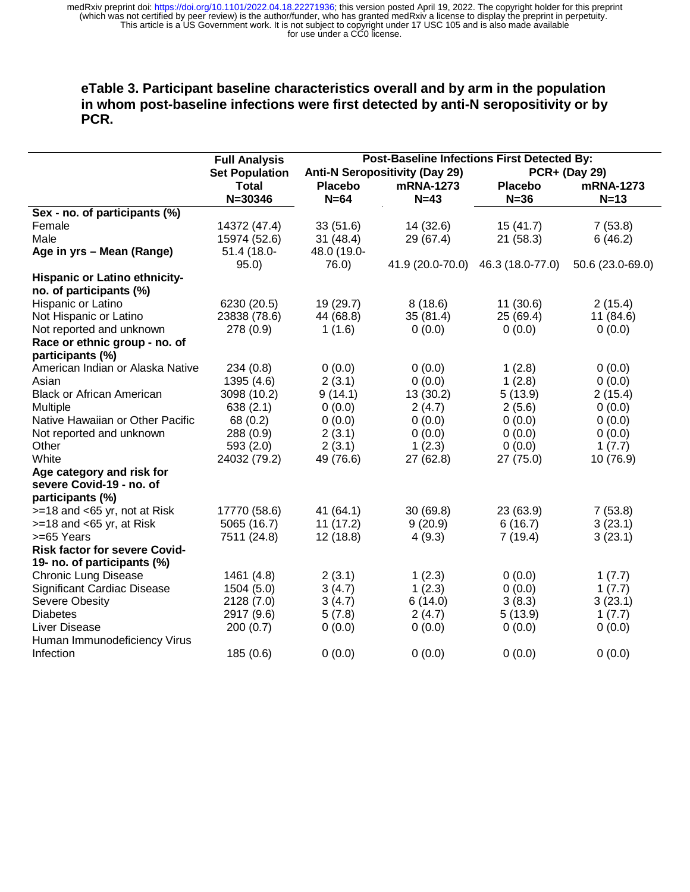**eTable 3. Participant baseline characteristics overall and by arm in the population in whom post-baseline infections were first detected by anti-N seropositivity or by PCR.**

| | Full Analysis Set Population | Post-Baseline Infections First Detected By: | | | |
|---|---|---|---|---|---|
| | | Anti-N Seropositivity (Day 29) | | PCR+ (Day 29) | |
| | Total N=30346 | Placebo N=64 | mRNA-1273 N=43 | Placebo N=36 | mRNA-1273 N=13 |
| **Sex - no. of participants (%)** | | | | | |
| Female | 14372 (47.4) | 33 (51.6) | 14 (32.6) | 15 (41.7) | 7 (53.8) |
| Male | 15974 (52.6) | 31 (48.4) | 29 (67.4) | 21 (58.3) | 6 (46.2) |
| **Age in yrs – Mean (Range)** | 51.4 (18.0-95.0) | 48.0 (19.0-76.0) | 41.9 (20.0-70.0) | 46.3 (18.0-77.0) | 50.6 (23.0-69.0) |
| **Hispanic or Latino ethnicity- no. of participants (%)** | | | | | |
| Hispanic or Latino | 6230 (20.5) | 19 (29.7) | 8 (18.6) | 11 (30.6) | 2 (15.4) |
| Not Hispanic or Latino | 23838 (78.6) | 44 (68.8) | 35 (81.4) | 25 (69.4) | 11 (84.6) |
| Not reported and unknown | 278 (0.9) | 1 (1.6) | 0 (0.0) | 0 (0.0) | 0 (0.0) |
| **Race or ethnic group - no. of participants (%)** | | | | | |
| American Indian or Alaska Native | 234 (0.8) | 0 (0.0) | 0 (0.0) | 1 (2.8) | 0 (0.0) |
| Asian | 1395 (4.6) | 2 (3.1) | 0 (0.0) | 1 (2.8) | 0 (0.0) |
| Black or African American | 3098 (10.2) | 9 (14.1) | 13 (30.2) | 5 (13.9) | 2 (15.4) |
| Multiple | 638 (2.1) | 0 (0.0) | 2 (4.7) | 2 (5.6) | 0 (0.0) |
| Native Hawaiian or Other Pacific | 68 (0.2) | 0 (0.0) | 0 (0.0) | 0 (0.0) | 0 (0.0) |
| Not reported and unknown | 288 (0.9) | 2 (3.1) | 0 (0.0) | 0 (0.0) | 0 (0.0) |
| Other | 593 (2.0) | 2 (3.1) | 1 (2.3) | 0 (0.0) | 1 (7.7) |
| White | 24032 (79.2) | 49 (76.6) | 27 (62.8) | 27 (75.0) | 10 (76.9) |
| **Age category and risk for severe Covid-19 - no. of participants (%)** | | | | | |
| >=18 and <65 yr, not at Risk | 17770 (58.6) | 41 (64.1) | 30 (69.8) | 23 (63.9) | 7 (53.8) |
| >=18 and <65 yr, at Risk | 5065 (16.7) | 11 (17.2) | 9 (20.9) | 6 (16.7) | 3 (23.1) |
| >=65 Years | 7511 (24.8) | 12 (18.8) | 4 (9.3) | 7 (19.4) | 3 (23.1) |
| **Risk factor for severe Covid-19- no. of participants (%)** | | | | | |
| Chronic Lung Disease | 1461 (4.8) | 2 (3.1) | 1 (2.3) | 0 (0.0) | 1 (7.7) |
| Significant Cardiac Disease | 1504 (5.0) | 3 (4.7) | 1 (2.3) | 0 (0.0) | 1 (7.7) |
| Severe Obesity | 2128 (7.0) | 3 (4.7) | 6 (14.0) | 3 (8.3) | 3 (23.1) |
| Diabetes | 2917 (9.6) | 5 (7.8) | 2 (4.7) | 5 (13.9) | 1 (7.7) |
| Liver Disease | 200 (0.7) | 0 (0.0) | 0 (0.0) | 0 (0.0) | 0 (0.0) |
| Human Immunodeficiency Virus Infection | 185 (0.6) | 0 (0.0) | 0 (0.0) | 0 (0.0) | 0 (0.0) |